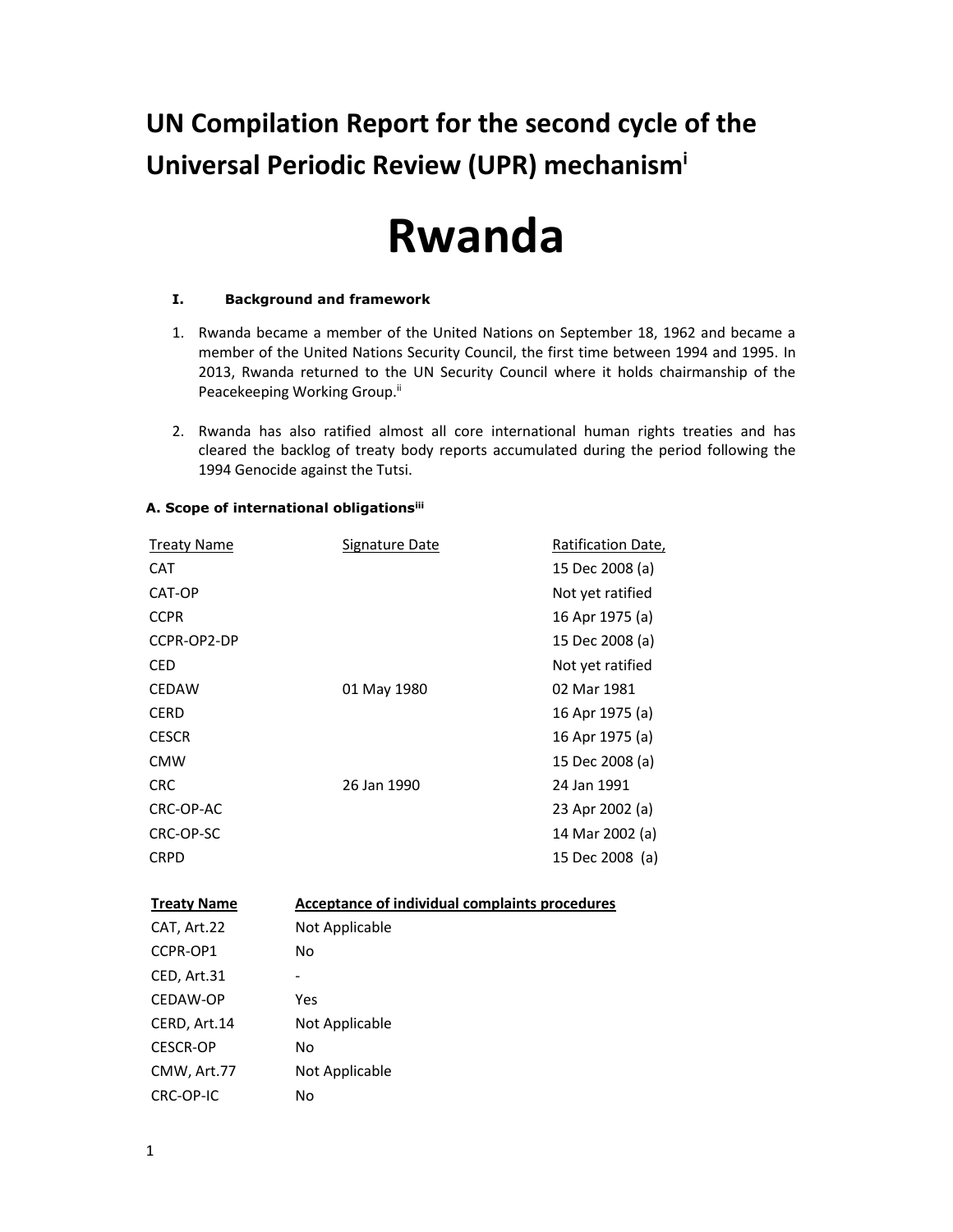# UN Compilation Report for the second cycle of the Universal Periodic Review (UPR) mechanism[i]

# Rwanda

## I. Background and framework

1. Rwanda became a member of the United Nations on September 18, 1962 and became a member of the United Nations Security Council, the first time between 1994 and 1995. In 2013, Rwanda returned to the UN Security Council where it holds chairmanship of the Peacekeeping Working Group.[ii]

2. Rwanda has also ratified almost all core international human rights treaties and has cleared the backlog of treaty body reports accumulated during the period following the 1994 Genocide against the Tutsi.

### A. Scope of international obligations[iii]

| Treaty Name | Signature Date | Ratification Date, |
|---|---|---|
| CAT | | 15 Dec 2008 (a) |
| CAT-OP | | Not yet ratified |
| CCPR | | 16 Apr 1975 (a) |
| CCPR-OP2-DP | | 15 Dec 2008 (a) |
| CED | | Not yet ratified |
| CEDAW | 01 May 1980 | 02 Mar 1981 |
| CERD | | 16 Apr 1975 (a) |
| CESCR | | 16 Apr 1975 (a) |
| CMW | | 15 Dec 2008 (a) |
| CRC | 26 Jan 1990 | 24 Jan 1991 |
| CRC-OP-AC | | 23 Apr 2002 (a) |
| CRC-OP-SC | | 14 Mar 2002 (a) |
| CRPD | | 15 Dec 2008 (a) |

| Treaty Name | Acceptance of individual complaints procedures |
|---|---|
| CAT, Art.22 | Not Applicable |
| CCPR-OP1 | No |
| CED, Art.31 | - |
| CEDAW-OP | Yes |
| CERD, Art.14 | Not Applicable |
| CESCR-OP | No |
| CMW, Art.77 | Not Applicable |
| CRC-OP-IC | No |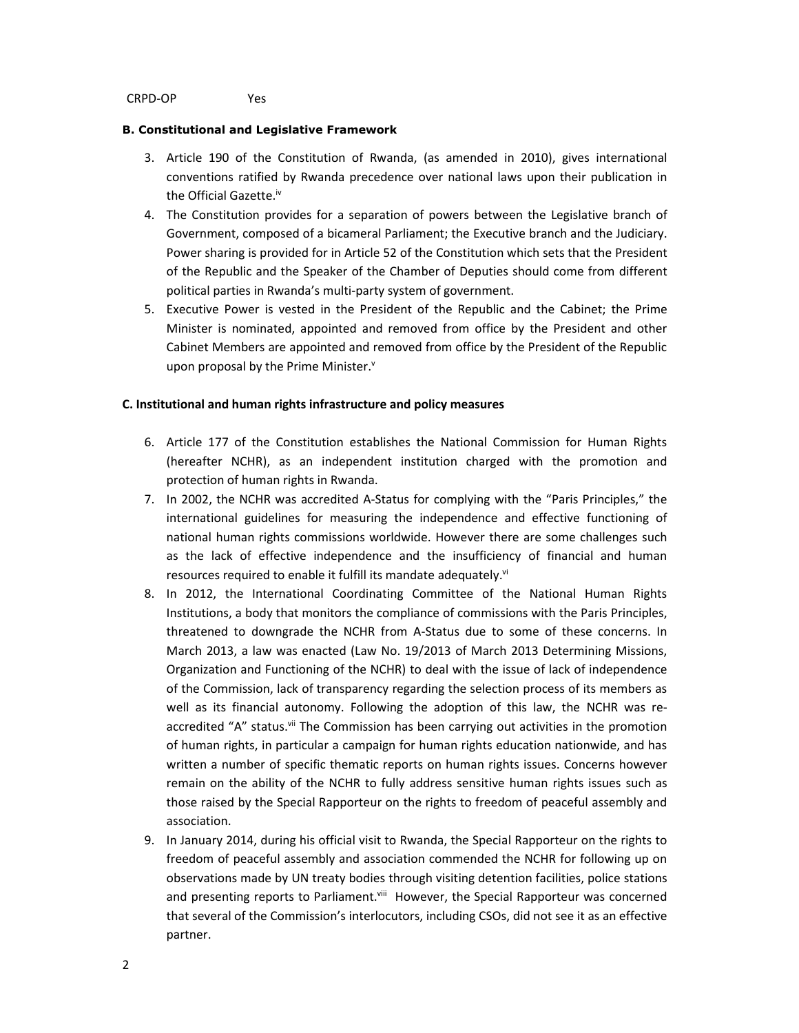CRPD-OP Yes

**B. Constitutional and Legislative Framework**

3. Article 190 of the Constitution of Rwanda, (as amended in 2010), gives international conventions ratified by Rwanda precedence over national laws upon their publication in the Official Gazette.[iv]
4. The Constitution provides for a separation of powers between the Legislative branch of Government, composed of a bicameral Parliament; the Executive branch and the Judiciary. Power sharing is provided for in Article 52 of the Constitution which sets that the President of the Republic and the Speaker of the Chamber of Deputies should come from different political parties in Rwanda's multi-party system of government.
5. Executive Power is vested in the President of the Republic and the Cabinet; the Prime Minister is nominated, appointed and removed from office by the President and other Cabinet Members are appointed and removed from office by the President of the Republic upon proposal by the Prime Minister.[v]

**C. Institutional and human rights infrastructure and policy measures**

6. Article 177 of the Constitution establishes the National Commission for Human Rights (hereafter NCHR), as an independent institution charged with the promotion and protection of human rights in Rwanda.
7. In 2002, the NCHR was accredited A-Status for complying with the "Paris Principles," the international guidelines for measuring the independence and effective functioning of national human rights commissions worldwide. However there are some challenges such as the lack of effective independence and the insufficiency of financial and human resources required to enable it fulfill its mandate adequately.[vi]
8. In 2012, the International Coordinating Committee of the National Human Rights Institutions, a body that monitors the compliance of commissions with the Paris Principles, threatened to downgrade the NCHR from A-Status due to some of these concerns. In March 2013, a law was enacted (Law No. 19/2013 of March 2013 Determining Missions, Organization and Functioning of the NCHR) to deal with the issue of lack of independence of the Commission, lack of transparency regarding the selection process of its members as well as its financial autonomy. Following the adoption of this law, the NCHR was re-accredited "A" status.[vii] The Commission has been carrying out activities in the promotion of human rights, in particular a campaign for human rights education nationwide, and has written a number of specific thematic reports on human rights issues. Concerns however remain on the ability of the NCHR to fully address sensitive human rights issues such as those raised by the Special Rapporteur on the rights to freedom of peaceful assembly and association.
9. In January 2014, during his official visit to Rwanda, the Special Rapporteur on the rights to freedom of peaceful assembly and association commended the NCHR for following up on observations made by UN treaty bodies through visiting detention facilities, police stations and presenting reports to Parliament.[viii] However, the Special Rapporteur was concerned that several of the Commission's interlocutors, including CSOs, did not see it as an effective partner.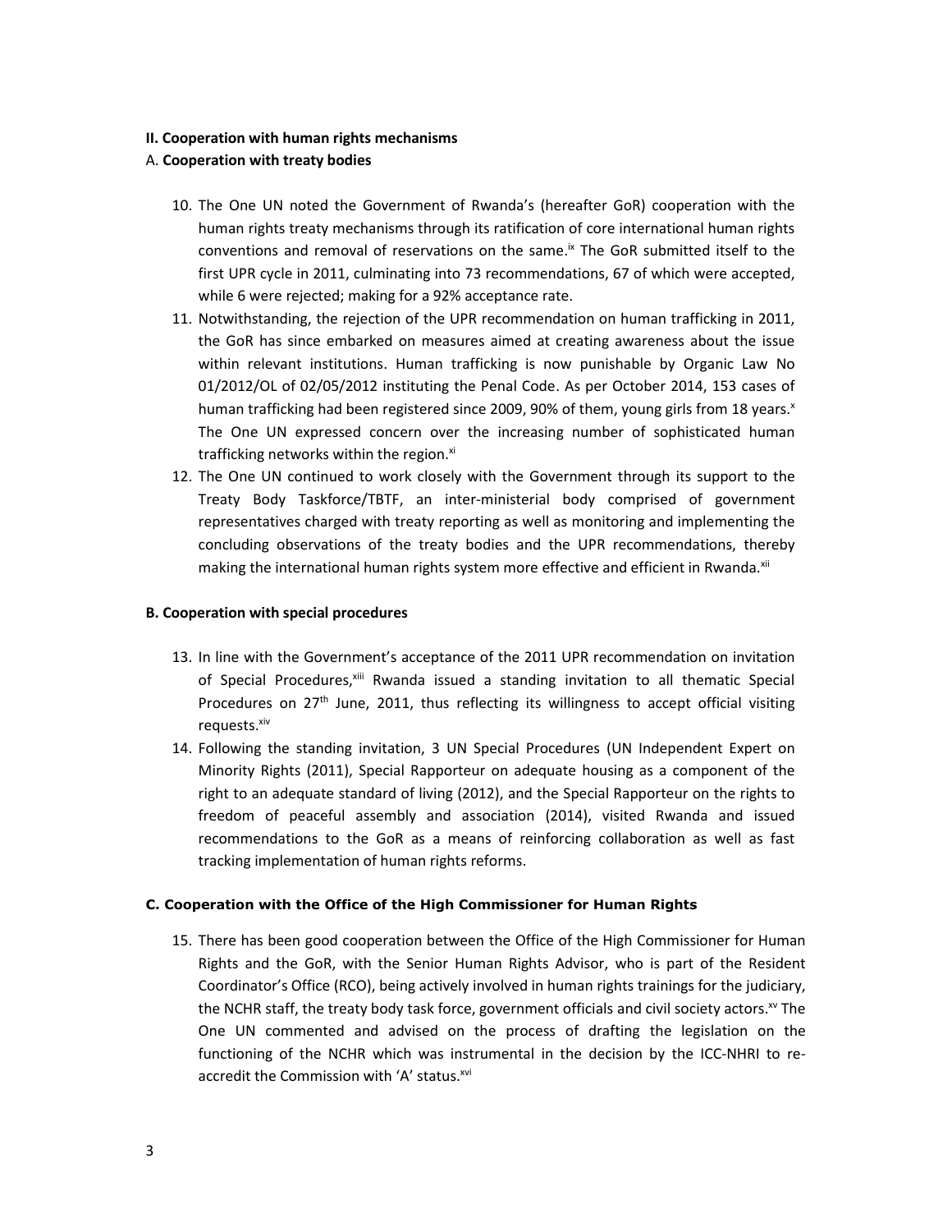**II. Cooperation with human rights mechanisms**

A. **Cooperation with treaty bodies**

10. The One UN noted the Government of Rwanda's (hereafter GoR) cooperation with the human rights treaty mechanisms through its ratification of core international human rights conventions and removal of reservations on the same.[ix] The GoR submitted itself to the first UPR cycle in 2011, culminating into 73 recommendations, 67 of which were accepted, while 6 were rejected; making for a 92% acceptance rate.
11. Notwithstanding, the rejection of the UPR recommendation on human trafficking in 2011, the GoR has since embarked on measures aimed at creating awareness about the issue within relevant institutions. Human trafficking is now punishable by Organic Law No 01/2012/OL of 02/05/2012 instituting the Penal Code. As per October 2014, 153 cases of human trafficking had been registered since 2009, 90% of them, young girls from 18 years.[x] The One UN expressed concern over the increasing number of sophisticated human trafficking networks within the region.[xi]
12. The One UN continued to work closely with the Government through its support to the Treaty Body Taskforce/TBTF, an inter-ministerial body comprised of government representatives charged with treaty reporting as well as monitoring and implementing the concluding observations of the treaty bodies and the UPR recommendations, thereby making the international human rights system more effective and efficient in Rwanda.[xii]

**B. Cooperation with special procedures**

13. In line with the Government's acceptance of the 2011 UPR recommendation on invitation of Special Procedures,[xiii] Rwanda issued a standing invitation to all thematic Special Procedures on 27th June, 2011, thus reflecting its willingness to accept official visiting requests.[xiv]
14. Following the standing invitation, 3 UN Special Procedures (UN Independent Expert on Minority Rights (2011), Special Rapporteur on adequate housing as a component of the right to an adequate standard of living (2012), and the Special Rapporteur on the rights to freedom of peaceful assembly and association (2014), visited Rwanda and issued recommendations to the GoR as a means of reinforcing collaboration as well as fast tracking implementation of human rights reforms.

**C. Cooperation with the Office of the High Commissioner for Human Rights**

15. There has been good cooperation between the Office of the High Commissioner for Human Rights and the GoR, with the Senior Human Rights Advisor, who is part of the Resident Coordinator's Office (RCO), being actively involved in human rights trainings for the judiciary, the NCHR staff, the treaty body task force, government officials and civil society actors.[xv] The One UN commented and advised on the process of drafting the legislation on the functioning of the NCHR which was instrumental in the decision by the ICC-NHRI to re-accredit the Commission with 'A' status.[xvi]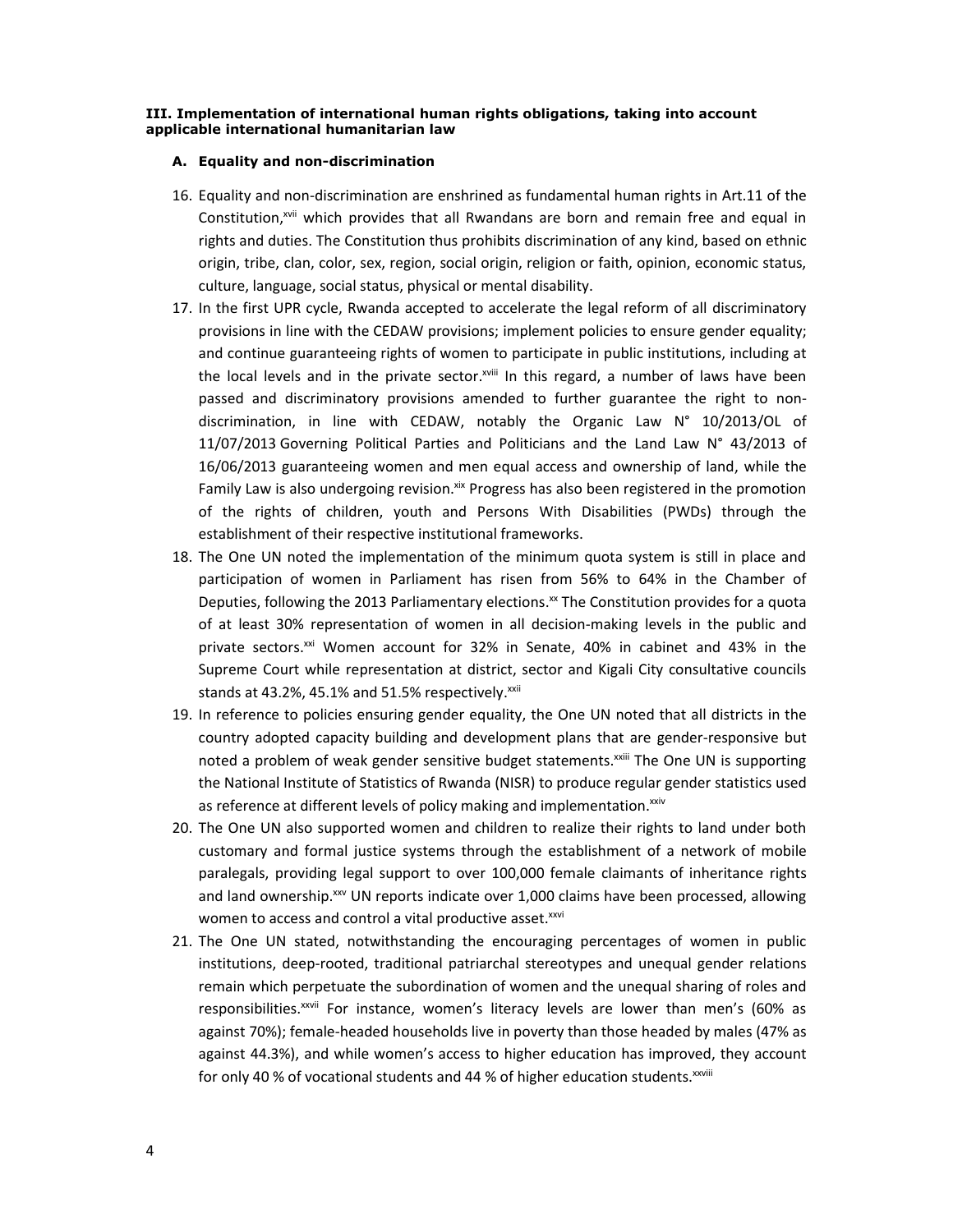### III. Implementation of international human rights obligations, taking into account applicable international humanitarian law

#### A. Equality and non-discrimination

16. Equality and non-discrimination are enshrined as fundamental human rights in Art.11 of the Constitution,[xvii] which provides that all Rwandans are born and remain free and equal in rights and duties. The Constitution thus prohibits discrimination of any kind, based on ethnic origin, tribe, clan, color, sex, region, social origin, religion or faith, opinion, economic status, culture, language, social status, physical or mental disability.
17. In the first UPR cycle, Rwanda accepted to accelerate the legal reform of all discriminatory provisions in line with the CEDAW provisions; implement policies to ensure gender equality; and continue guaranteeing rights of women to participate in public institutions, including at the local levels and in the private sector.[xviii] In this regard, a number of laws have been passed and discriminatory provisions amended to further guarantee the right to non-discrimination, in line with CEDAW, notably the Organic Law N° 10/2013/OL of 11/07/2013 Governing Political Parties and Politicians and the Land Law N° 43/2013 of 16/06/2013 guaranteeing women and men equal access and ownership of land, while the Family Law is also undergoing revision.[xix] Progress has also been registered in the promotion of the rights of children, youth and Persons With Disabilities (PWDs) through the establishment of their respective institutional frameworks.
18. The One UN noted the implementation of the minimum quota system is still in place and participation of women in Parliament has risen from 56% to 64% in the Chamber of Deputies, following the 2013 Parliamentary elections.[xx] The Constitution provides for a quota of at least 30% representation of women in all decision-making levels in the public and private sectors.[xxi] Women account for 32% in Senate, 40% in cabinet and 43% in the Supreme Court while representation at district, sector and Kigali City consultative councils stands at 43.2%, 45.1% and 51.5% respectively.[xxii]
19. In reference to policies ensuring gender equality, the One UN noted that all districts in the country adopted capacity building and development plans that are gender-responsive but noted a problem of weak gender sensitive budget statements.[xxiii] The One UN is supporting the National Institute of Statistics of Rwanda (NISR) to produce regular gender statistics used as reference at different levels of policy making and implementation.[xxiv]
20. The One UN also supported women and children to realize their rights to land under both customary and formal justice systems through the establishment of a network of mobile paralegals, providing legal support to over 100,000 female claimants of inheritance rights and land ownership.[xxv] UN reports indicate over 1,000 claims have been processed, allowing women to access and control a vital productive asset.[xxvi]
21. The One UN stated, notwithstanding the encouraging percentages of women in public institutions, deep-rooted, traditional patriarchal stereotypes and unequal gender relations remain which perpetuate the subordination of women and the unequal sharing of roles and responsibilities.[xxvii] For instance, women's literacy levels are lower than men's (60% as against 70%); female-headed households live in poverty than those headed by males (47% as against 44.3%), and while women's access to higher education has improved, they account for only 40 % of vocational students and 44 % of higher education students.[xxviii]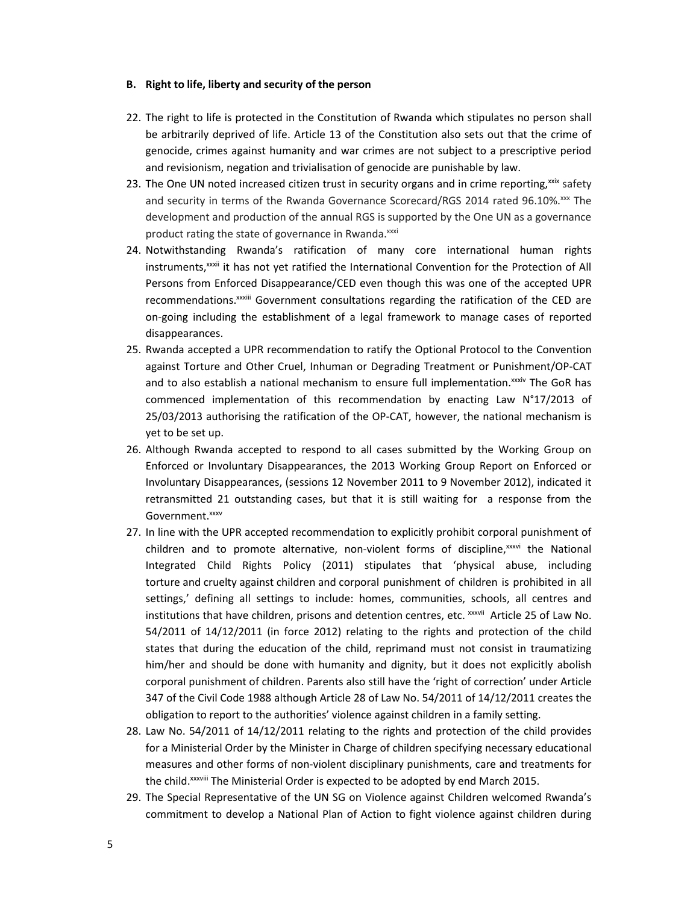#### B. Right to life, liberty and security of the person

22. The right to life is protected in the Constitution of Rwanda which stipulates no person shall be arbitrarily deprived of life. Article 13 of the Constitution also sets out that the crime of genocide, crimes against humanity and war crimes are not subject to a prescriptive period and revisionism, negation and trivialisation of genocide are punishable by law.
23. The One UN noted increased citizen trust in security organs and in crime reporting,[xxix] safety and security in terms of the Rwanda Governance Scorecard/RGS 2014 rated 96.10%.[xxx] The development and production of the annual RGS is supported by the One UN as a governance product rating the state of governance in Rwanda.[xxxi]
24. Notwithstanding Rwanda's ratification of many core international human rights instruments,[xxxii] it has not yet ratified the International Convention for the Protection of All Persons from Enforced Disappearance/CED even though this was one of the accepted UPR recommendations.[xxxiii] Government consultations regarding the ratification of the CED are on-going including the establishment of a legal framework to manage cases of reported disappearances.
25. Rwanda accepted a UPR recommendation to ratify the Optional Protocol to the Convention against Torture and Other Cruel, Inhuman or Degrading Treatment or Punishment/OP-CAT and to also establish a national mechanism to ensure full implementation.[xxxiv] The GoR has commenced implementation of this recommendation by enacting Law N°17/2013 of 25/03/2013 authorising the ratification of the OP-CAT, however, the national mechanism is yet to be set up.
26. Although Rwanda accepted to respond to all cases submitted by the Working Group on Enforced or Involuntary Disappearances, the 2013 Working Group Report on Enforced or Involuntary Disappearances, (sessions 12 November 2011 to 9 November 2012), indicated it retransmitted 21 outstanding cases, but that it is still waiting for a response from the Government.[xxxv]
27. In line with the UPR accepted recommendation to explicitly prohibit corporal punishment of children and to promote alternative, non-violent forms of discipline,[xxxvi] the National Integrated Child Rights Policy (2011) stipulates that 'physical abuse, including torture and cruelty against children and corporal punishment of children is prohibited in all settings,' defining all settings to include: homes, communities, schools, all centres and institutions that have children, prisons and detention centres, etc. [xxxvii] Article 25 of Law No. 54/2011 of 14/12/2011 (in force 2012) relating to the rights and protection of the child states that during the education of the child, reprimand must not consist in traumatizing him/her and should be done with humanity and dignity, but it does not explicitly abolish corporal punishment of children. Parents also still have the 'right of correction' under Article 347 of the Civil Code 1988 although Article 28 of Law No. 54/2011 of 14/12/2011 creates the obligation to report to the authorities' violence against children in a family setting.
28. Law No. 54/2011 of 14/12/2011 relating to the rights and protection of the child provides for a Ministerial Order by the Minister in Charge of children specifying necessary educational measures and other forms of non-violent disciplinary punishments, care and treatments for the child.[xxxviii] The Ministerial Order is expected to be adopted by end March 2015.
29. The Special Representative of the UN SG on Violence against Children welcomed Rwanda's commitment to develop a National Plan of Action to fight violence against children during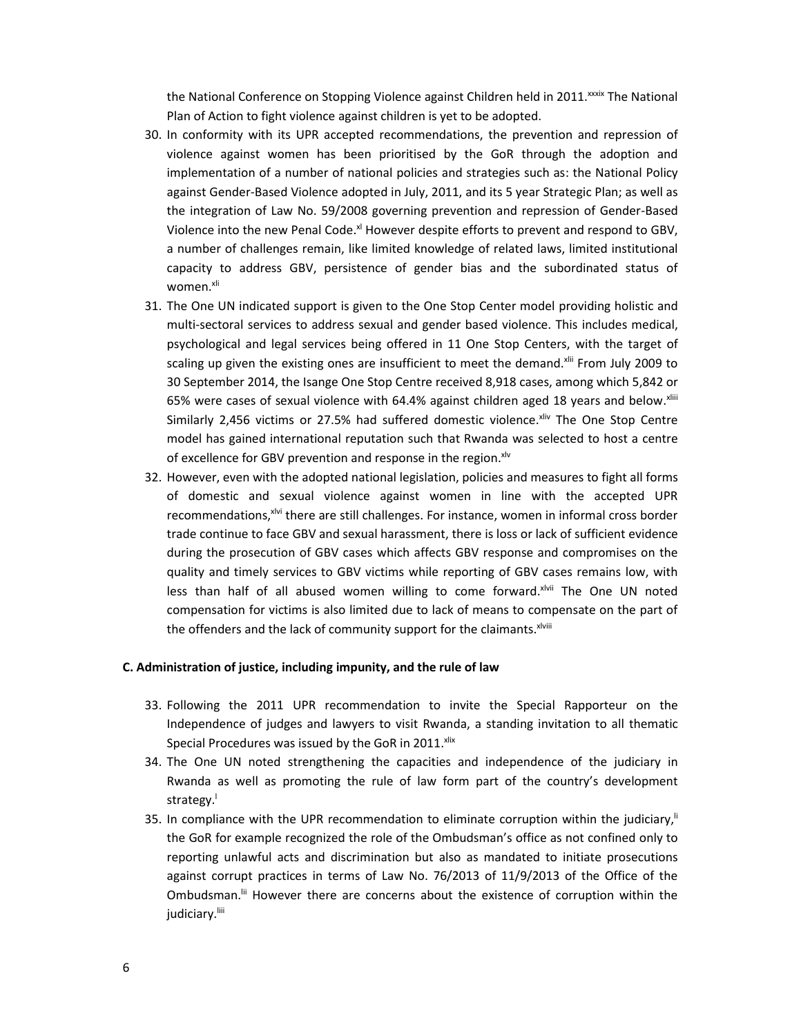the National Conference on Stopping Violence against Children held in 2011.[xxxix] The National Plan of Action to fight violence against children is yet to be adopted.

30. In conformity with its UPR accepted recommendations, the prevention and repression of violence against women has been prioritised by the GoR through the adoption and implementation of a number of national policies and strategies such as: the National Policy against Gender-Based Violence adopted in July, 2011, and its 5 year Strategic Plan; as well as the integration of Law No. 59/2008 governing prevention and repression of Gender-Based Violence into the new Penal Code.[xl] However despite efforts to prevent and respond to GBV, a number of challenges remain, like limited knowledge of related laws, limited institutional capacity to address GBV, persistence of gender bias and the subordinated status of women.[xli]
31. The One UN indicated support is given to the One Stop Center model providing holistic and multi-sectoral services to address sexual and gender based violence. This includes medical, psychological and legal services being offered in 11 One Stop Centers, with the target of scaling up given the existing ones are insufficient to meet the demand.[xlii] From July 2009 to 30 September 2014, the Isange One Stop Centre received 8,918 cases, among which 5,842 or 65% were cases of sexual violence with 64.4% against children aged 18 years and below.[xliii] Similarly 2,456 victims or 27.5% had suffered domestic violence.[xliv] The One Stop Centre model has gained international reputation such that Rwanda was selected to host a centre of excellence for GBV prevention and response in the region.[xlv]
32. However, even with the adopted national legislation, policies and measures to fight all forms of domestic and sexual violence against women in line with the accepted UPR recommendations,[xlvi] there are still challenges. For instance, women in informal cross border trade continue to face GBV and sexual harassment, there is loss or lack of sufficient evidence during the prosecution of GBV cases which affects GBV response and compromises on the quality and timely services to GBV victims while reporting of GBV cases remains low, with less than half of all abused women willing to come forward.[xlvii] The One UN noted compensation for victims is also limited due to lack of means to compensate on the part of the offenders and the lack of community support for the claimants.[xlviii]

**C. Administration of justice, including impunity, and the rule of law**

33. Following the 2011 UPR recommendation to invite the Special Rapporteur on the Independence of judges and lawyers to visit Rwanda, a standing invitation to all thematic Special Procedures was issued by the GoR in 2011.[xlix]
34. The One UN noted strengthening the capacities and independence of the judiciary in Rwanda as well as promoting the rule of law form part of the country's development strategy.[l]
35. In compliance with the UPR recommendation to eliminate corruption within the judiciary,[li] the GoR for example recognized the role of the Ombudsman's office as not confined only to reporting unlawful acts and discrimination but also as mandated to initiate prosecutions against corrupt practices in terms of Law No. 76/2013 of 11/9/2013 of the Office of the Ombudsman.[lii] However there are concerns about the existence of corruption within the judiciary.[liii]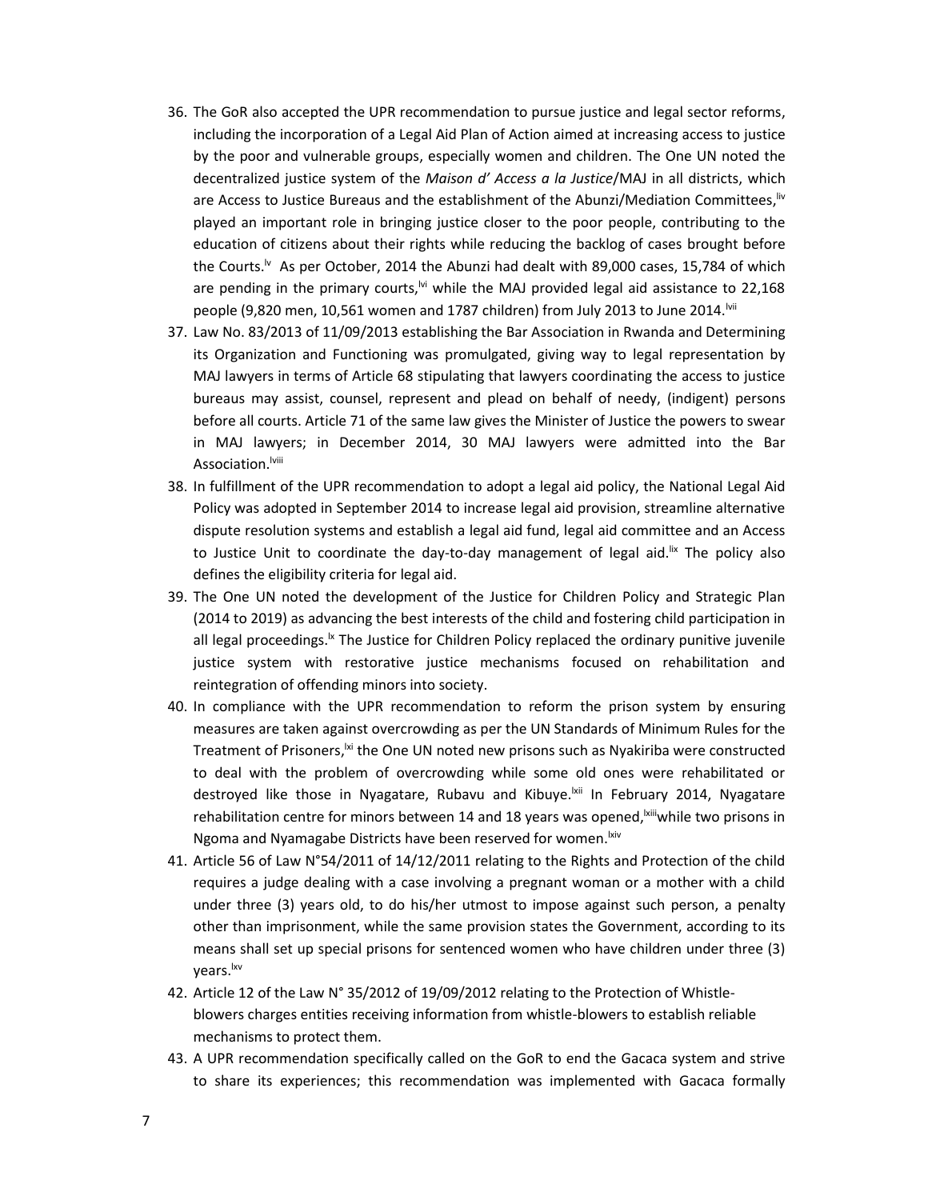36. The GoR also accepted the UPR recommendation to pursue justice and legal sector reforms, including the incorporation of a Legal Aid Plan of Action aimed at increasing access to justice by the poor and vulnerable groups, especially women and children. The One UN noted the decentralized justice system of the *Maison d' Access a la Justice*/MAJ in all districts, which are Access to Justice Bureaus and the establishment of the Abunzi/Mediation Committees,[liv] played an important role in bringing justice closer to the poor people, contributing to the education of citizens about their rights while reducing the backlog of cases brought before the Courts.[lv] As per October, 2014 the Abunzi had dealt with 89,000 cases, 15,784 of which are pending in the primary courts,[lvi] while the MAJ provided legal aid assistance to 22,168 people (9,820 men, 10,561 women and 1787 children) from July 2013 to June 2014.[lvii]
37. Law No. 83/2013 of 11/09/2013 establishing the Bar Association in Rwanda and Determining its Organization and Functioning was promulgated, giving way to legal representation by MAJ lawyers in terms of Article 68 stipulating that lawyers coordinating the access to justice bureaus may assist, counsel, represent and plead on behalf of needy, (indigent) persons before all courts. Article 71 of the same law gives the Minister of Justice the powers to swear in MAJ lawyers; in December 2014, 30 MAJ lawyers were admitted into the Bar Association.[lviii]
38. In fulfillment of the UPR recommendation to adopt a legal aid policy, the National Legal Aid Policy was adopted in September 2014 to increase legal aid provision, streamline alternative dispute resolution systems and establish a legal aid fund, legal aid committee and an Access to Justice Unit to coordinate the day-to-day management of legal aid.[lix] The policy also defines the eligibility criteria for legal aid.
39. The One UN noted the development of the Justice for Children Policy and Strategic Plan (2014 to 2019) as advancing the best interests of the child and fostering child participation in all legal proceedings.[lx] The Justice for Children Policy replaced the ordinary punitive juvenile justice system with restorative justice mechanisms focused on rehabilitation and reintegration of offending minors into society.
40. In compliance with the UPR recommendation to reform the prison system by ensuring measures are taken against overcrowding as per the UN Standards of Minimum Rules for the Treatment of Prisoners,[lxi] the One UN noted new prisons such as Nyakiriba were constructed to deal with the problem of overcrowding while some old ones were rehabilitated or destroyed like those in Nyagatare, Rubavu and Kibuye.[lxii] In February 2014, Nyagatare rehabilitation centre for minors between 14 and 18 years was opened,[lxiii]while two prisons in Ngoma and Nyamagabe Districts have been reserved for women.[lxiv]
41. Article 56 of Law N°54/2011 of 14/12/2011 relating to the Rights and Protection of the child requires a judge dealing with a case involving a pregnant woman or a mother with a child under three (3) years old, to do his/her utmost to impose against such person, a penalty other than imprisonment, while the same provision states the Government, according to its means shall set up special prisons for sentenced women who have children under three (3) years.[lxv]
42. Article 12 of the Law N° 35/2012 of 19/09/2012 relating to the Protection of Whistle-blowers charges entities receiving information from whistle-blowers to establish reliable mechanisms to protect them.
43. A UPR recommendation specifically called on the GoR to end the Gacaca system and strive to share its experiences; this recommendation was implemented with Gacaca formally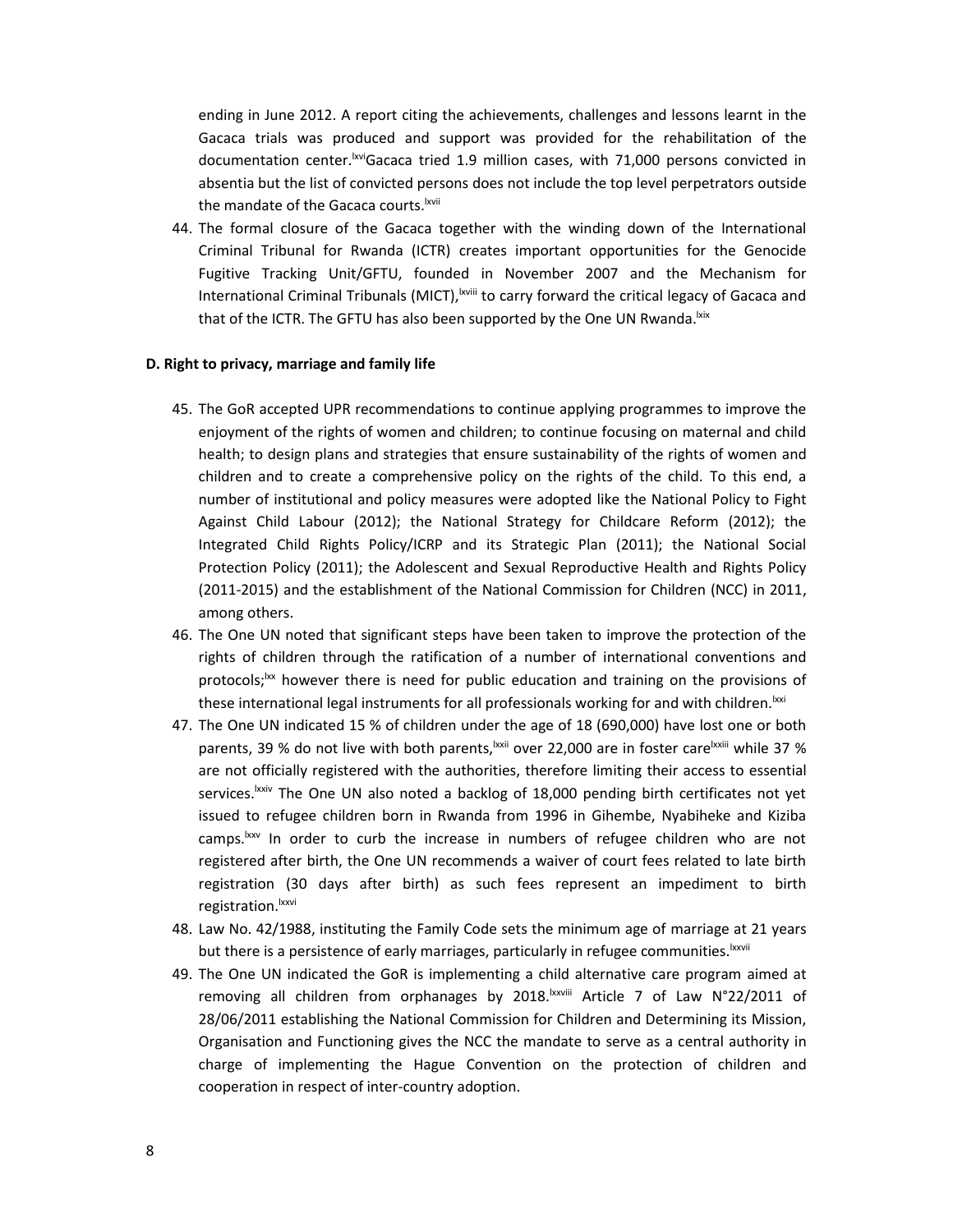ending in June 2012. A report citing the achievements, challenges and lessons learnt in the Gacaca trials was produced and support was provided for the rehabilitation of the documentation center.[lxvi] Gacaca tried 1.9 million cases, with 71,000 persons convicted in absentia but the list of convicted persons does not include the top level perpetrators outside the mandate of the Gacaca courts.[lxvii]

44. The formal closure of the Gacaca together with the winding down of the International Criminal Tribunal for Rwanda (ICTR) creates important opportunities for the Genocide Fugitive Tracking Unit/GFTU, founded in November 2007 and the Mechanism for International Criminal Tribunals (MICT),[lxviii] to carry forward the critical legacy of Gacaca and that of the ICTR. The GFTU has also been supported by the One UN Rwanda.[lxix]

**D. Right to privacy, marriage and family life**

45. The GoR accepted UPR recommendations to continue applying programmes to improve the enjoyment of the rights of women and children; to continue focusing on maternal and child health; to design plans and strategies that ensure sustainability of the rights of women and children and to create a comprehensive policy on the rights of the child. To this end, a number of institutional and policy measures were adopted like the National Policy to Fight Against Child Labour (2012); the National Strategy for Childcare Reform (2012); the Integrated Child Rights Policy/ICRP and its Strategic Plan (2011); the National Social Protection Policy (2011); the Adolescent and Sexual Reproductive Health and Rights Policy (2011-2015) and the establishment of the National Commission for Children (NCC) in 2011, among others.
46. The One UN noted that significant steps have been taken to improve the protection of the rights of children through the ratification of a number of international conventions and protocols;[lxx] however there is need for public education and training on the provisions of these international legal instruments for all professionals working for and with children.[lxxi]
47. The One UN indicated 15 % of children under the age of 18 (690,000) have lost one or both parents, 39 % do not live with both parents,[lxxii] over 22,000 are in foster care[lxxiii] while 37 % are not officially registered with the authorities, therefore limiting their access to essential services.[lxxiv] The One UN also noted a backlog of 18,000 pending birth certificates not yet issued to refugee children born in Rwanda from 1996 in Gihembe, Nyabiheke and Kiziba camps.[lxxv] In order to curb the increase in numbers of refugee children who are not registered after birth, the One UN recommends a waiver of court fees related to late birth registration (30 days after birth) as such fees represent an impediment to birth registration.[lxxvi]
48. Law No. 42/1988, instituting the Family Code sets the minimum age of marriage at 21 years but there is a persistence of early marriages, particularly in refugee communities.[lxxvii]
49. The One UN indicated the GoR is implementing a child alternative care program aimed at removing all children from orphanages by 2018.[lxxviii] Article 7 of Law N°22/2011 of 28/06/2011 establishing the National Commission for Children and Determining its Mission, Organisation and Functioning gives the NCC the mandate to serve as a central authority in charge of implementing the Hague Convention on the protection of children and cooperation in respect of inter-country adoption.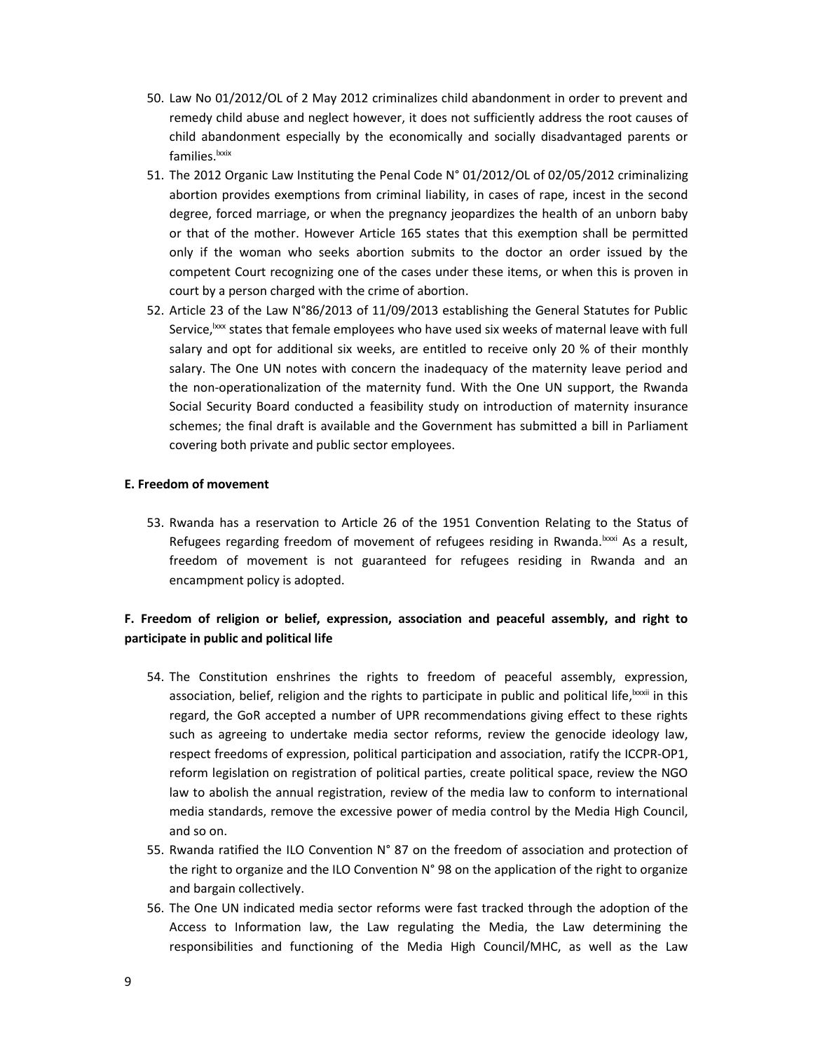50. Law No 01/2012/OL of 2 May 2012 criminalizes child abandonment in order to prevent and remedy child abuse and neglect however, it does not sufficiently address the root causes of child abandonment especially by the economically and socially disadvantaged parents or families.[lxxix]
51. The 2012 Organic Law Instituting the Penal Code N° 01/2012/OL of 02/05/2012 criminalizing abortion provides exemptions from criminal liability, in cases of rape, incest in the second degree, forced marriage, or when the pregnancy jeopardizes the health of an unborn baby or that of the mother. However Article 165 states that this exemption shall be permitted only if the woman who seeks abortion submits to the doctor an order issued by the competent Court recognizing one of the cases under these items, or when this is proven in court by a person charged with the crime of abortion.
52. Article 23 of the Law N°86/2013 of 11/09/2013 establishing the General Statutes for Public Service,[lxxx] states that female employees who have used six weeks of maternal leave with full salary and opt for additional six weeks, are entitled to receive only 20 % of their monthly salary. The One UN notes with concern the inadequacy of the maternity leave period and the non-operationalization of the maternity fund. With the One UN support, the Rwanda Social Security Board conducted a feasibility study on introduction of maternity insurance schemes; the final draft is available and the Government has submitted a bill in Parliament covering both private and public sector employees.

### E. Freedom of movement

53. Rwanda has a reservation to Article 26 of the 1951 Convention Relating to the Status of Refugees regarding freedom of movement of refugees residing in Rwanda.[lxxxi] As a result, freedom of movement is not guaranteed for refugees residing in Rwanda and an encampment policy is adopted.

### F. Freedom of religion or belief, expression, association and peaceful assembly, and right to participate in public and political life

54. The Constitution enshrines the rights to freedom of peaceful assembly, expression, association, belief, religion and the rights to participate in public and political life,[lxxxii] in this regard, the GoR accepted a number of UPR recommendations giving effect to these rights such as agreeing to undertake media sector reforms, review the genocide ideology law, respect freedoms of expression, political participation and association, ratify the ICCPR-OP1, reform legislation on registration of political parties, create political space, review the NGO law to abolish the annual registration, review of the media law to conform to international media standards, remove the excessive power of media control by the Media High Council, and so on.
55. Rwanda ratified the ILO Convention N° 87 on the freedom of association and protection of the right to organize and the ILO Convention N° 98 on the application of the right to organize and bargain collectively.
56. The One UN indicated media sector reforms were fast tracked through the adoption of the Access to Information law, the Law regulating the Media, the Law determining the responsibilities and functioning of the Media High Council/MHC, as well as the Law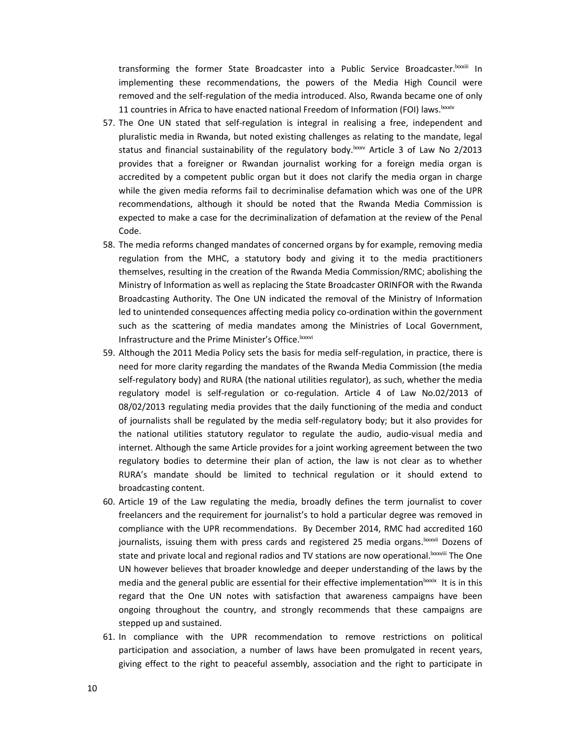transforming the former State Broadcaster into a Public Service Broadcaster.[lxxxiii] In implementing these recommendations, the powers of the Media High Council were removed and the self-regulation of the media introduced. Also, Rwanda became one of only 11 countries in Africa to have enacted national Freedom of Information (FOI) laws.[lxxxiv]

57. The One UN stated that self-regulation is integral in realising a free, independent and pluralistic media in Rwanda, but noted existing challenges as relating to the mandate, legal status and financial sustainability of the regulatory body.[lxxxv] Article 3 of Law No 2/2013 provides that a foreigner or Rwandan journalist working for a foreign media organ is accredited by a competent public organ but it does not clarify the media organ in charge while the given media reforms fail to decriminalise defamation which was one of the UPR recommendations, although it should be noted that the Rwanda Media Commission is expected to make a case for the decriminalization of defamation at the review of the Penal Code.
58. The media reforms changed mandates of concerned organs by for example, removing media regulation from the MHC, a statutory body and giving it to the media practitioners themselves, resulting in the creation of the Rwanda Media Commission/RMC; abolishing the Ministry of Information as well as replacing the State Broadcaster ORINFOR with the Rwanda Broadcasting Authority. The One UN indicated the removal of the Ministry of Information led to unintended consequences affecting media policy co-ordination within the government such as the scattering of media mandates among the Ministries of Local Government, Infrastructure and the Prime Minister's Office.[lxxxvi]
59. Although the 2011 Media Policy sets the basis for media self-regulation, in practice, there is need for more clarity regarding the mandates of the Rwanda Media Commission (the media self-regulatory body) and RURA (the national utilities regulator), as such, whether the media regulatory model is self-regulation or co-regulation. Article 4 of Law No.02/2013 of 08/02/2013 regulating media provides that the daily functioning of the media and conduct of journalists shall be regulated by the media self-regulatory body; but it also provides for the national utilities statutory regulator to regulate the audio, audio-visual media and internet. Although the same Article provides for a joint working agreement between the two regulatory bodies to determine their plan of action, the law is not clear as to whether RURA's mandate should be limited to technical regulation or it should extend to broadcasting content.
60. Article 19 of the Law regulating the media, broadly defines the term journalist to cover freelancers and the requirement for journalist's to hold a particular degree was removed in compliance with the UPR recommendations. By December 2014, RMC had accredited 160 journalists, issuing them with press cards and registered 25 media organs.[lxxxvii] Dozens of state and private local and regional radios and TV stations are now operational.[lxxxviii] The One UN however believes that broader knowledge and deeper understanding of the laws by the media and the general public are essential for their effective implementation[lxxxix] It is in this regard that the One UN notes with satisfaction that awareness campaigns have been ongoing throughout the country, and strongly recommends that these campaigns are stepped up and sustained.
61. In compliance with the UPR recommendation to remove restrictions on political participation and association, a number of laws have been promulgated in recent years, giving effect to the right to peaceful assembly, association and the right to participate in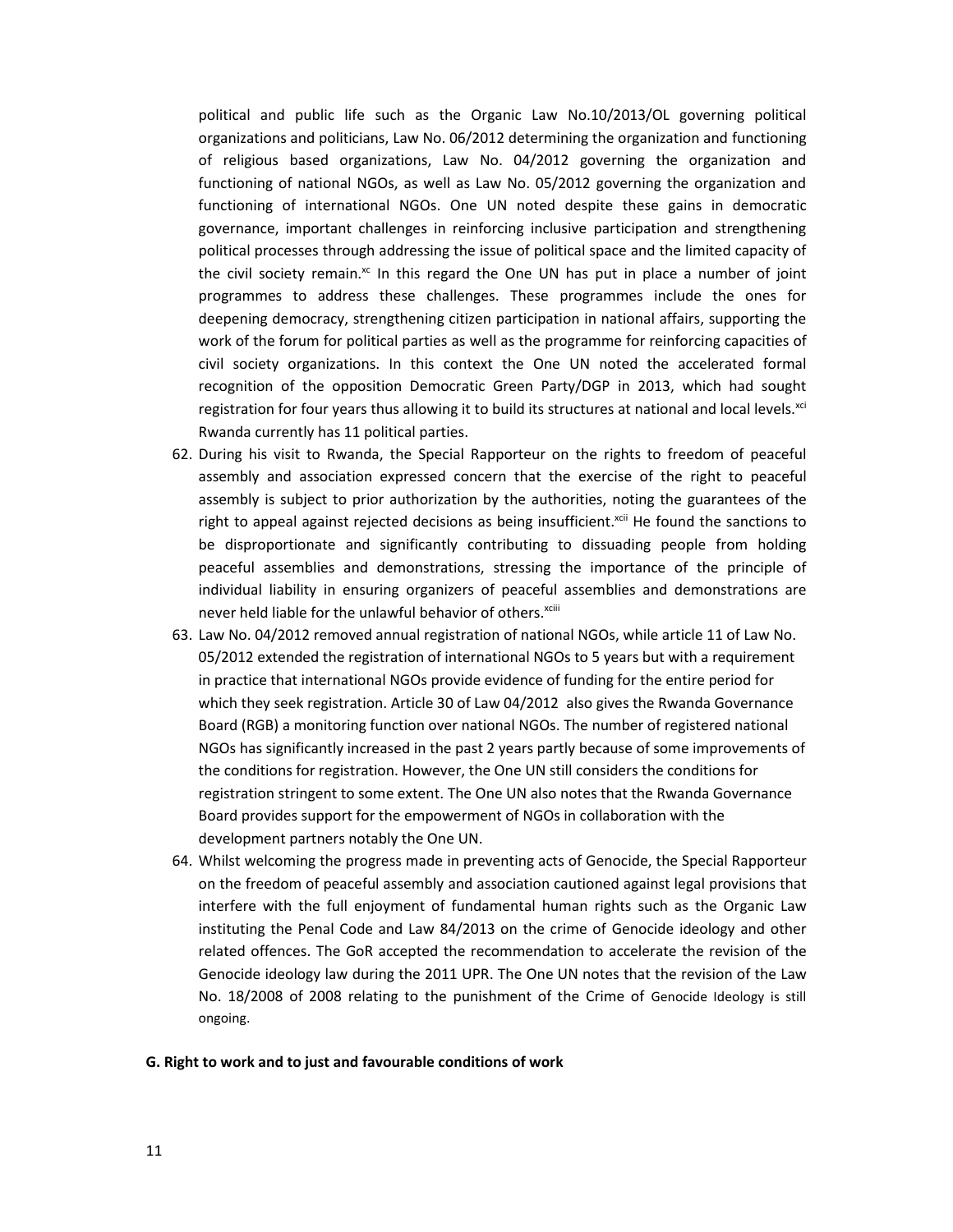political and public life such as the Organic Law No.10/2013/OL governing political organizations and politicians, Law No. 06/2012 determining the organization and functioning of religious based organizations, Law No. 04/2012 governing the organization and functioning of national NGOs, as well as Law No. 05/2012 governing the organization and functioning of international NGOs. One UN noted despite these gains in democratic governance, important challenges in reinforcing inclusive participation and strengthening political processes through addressing the issue of political space and the limited capacity of the civil society remain.[xc] In this regard the One UN has put in place a number of joint programmes to address these challenges. These programmes include the ones for deepening democracy, strengthening citizen participation in national affairs, supporting the work of the forum for political parties as well as the programme for reinforcing capacities of civil society organizations. In this context the One UN noted the accelerated formal recognition of the opposition Democratic Green Party/DGP in 2013, which had sought registration for four years thus allowing it to build its structures at national and local levels.[xci] Rwanda currently has 11 political parties.

62. During his visit to Rwanda, the Special Rapporteur on the rights to freedom of peaceful assembly and association expressed concern that the exercise of the right to peaceful assembly is subject to prior authorization by the authorities, noting the guarantees of the right to appeal against rejected decisions as being insufficient.[xcii] He found the sanctions to be disproportionate and significantly contributing to dissuading people from holding peaceful assemblies and demonstrations, stressing the importance of the principle of individual liability in ensuring organizers of peaceful assemblies and demonstrations are never held liable for the unlawful behavior of others.[xciii]
63. Law No. 04/2012 removed annual registration of national NGOs, while article 11 of Law No. 05/2012 extended the registration of international NGOs to 5 years but with a requirement in practice that international NGOs provide evidence of funding for the entire period for which they seek registration. Article 30 of Law 04/2012 also gives the Rwanda Governance Board (RGB) a monitoring function over national NGOs. The number of registered national NGOs has significantly increased in the past 2 years partly because of some improvements of the conditions for registration. However, the One UN still considers the conditions for registration stringent to some extent. The One UN also notes that the Rwanda Governance Board provides support for the empowerment of NGOs in collaboration with the development partners notably the One UN.
64. Whilst welcoming the progress made in preventing acts of Genocide, the Special Rapporteur on the freedom of peaceful assembly and association cautioned against legal provisions that interfere with the full enjoyment of fundamental human rights such as the Organic Law instituting the Penal Code and Law 84/2013 on the crime of Genocide ideology and other related offences. The GoR accepted the recommendation to accelerate the revision of the Genocide ideology law during the 2011 UPR. The One UN notes that the revision of the Law No. 18/2008 of 2008 relating to the punishment of the Crime of Genocide Ideology is still ongoing.

**G. Right to work and to just and favourable conditions of work**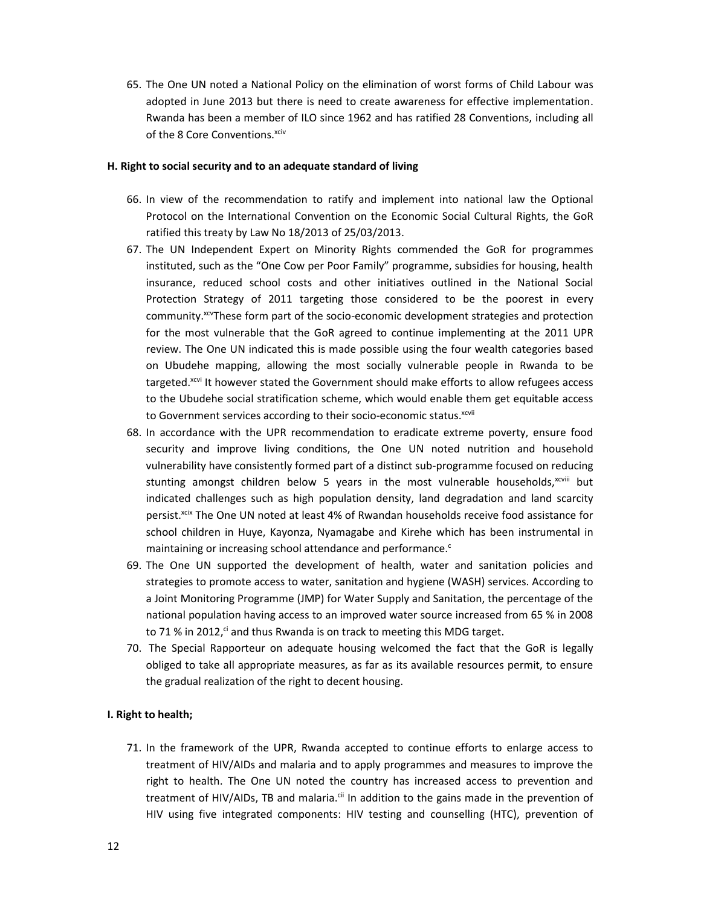65. The One UN noted a National Policy on the elimination of worst forms of Child Labour was adopted in June 2013 but there is need to create awareness for effective implementation. Rwanda has been a member of ILO since 1962 and has ratified 28 Conventions, including all of the 8 Core Conventions.[xciv]

**H. Right to social security and to an adequate standard of living**

66. In view of the recommendation to ratify and implement into national law the Optional Protocol on the International Convention on the Economic Social Cultural Rights, the GoR ratified this treaty by Law No 18/2013 of 25/03/2013.
67. The UN Independent Expert on Minority Rights commended the GoR for programmes instituted, such as the "One Cow per Poor Family" programme, subsidies for housing, health insurance, reduced school costs and other initiatives outlined in the National Social Protection Strategy of 2011 targeting those considered to be the poorest in every community.[xcv]These form part of the socio-economic development strategies and protection for the most vulnerable that the GoR agreed to continue implementing at the 2011 UPR review. The One UN indicated this is made possible using the four wealth categories based on Ubudehe mapping, allowing the most socially vulnerable people in Rwanda to be targeted.[xcvi] It however stated the Government should make efforts to allow refugees access to the Ubudehe social stratification scheme, which would enable them get equitable access to Government services according to their socio-economic status.[xcvii]
68. In accordance with the UPR recommendation to eradicate extreme poverty, ensure food security and improve living conditions, the One UN noted nutrition and household vulnerability have consistently formed part of a distinct sub-programme focused on reducing stunting amongst children below 5 years in the most vulnerable households,[xcviii] but indicated challenges such as high population density, land degradation and land scarcity persist.[xcix] The One UN noted at least 4% of Rwandan households receive food assistance for school children in Huye, Kayonza, Nyamagabe and Kirehe which has been instrumental in maintaining or increasing school attendance and performance.[c]
69. The One UN supported the development of health, water and sanitation policies and strategies to promote access to water, sanitation and hygiene (WASH) services. According to a Joint Monitoring Programme (JMP) for Water Supply and Sanitation, the percentage of the national population having access to an improved water source increased from 65 % in 2008 to 71 % in 2012,[ci] and thus Rwanda is on track to meeting this MDG target.
70. The Special Rapporteur on adequate housing welcomed the fact that the GoR is legally obliged to take all appropriate measures, as far as its available resources permit, to ensure the gradual realization of the right to decent housing.

**I. Right to health;**

71. In the framework of the UPR, Rwanda accepted to continue efforts to enlarge access to treatment of HIV/AIDs and malaria and to apply programmes and measures to improve the right to health. The One UN noted the country has increased access to prevention and treatment of HIV/AIDs, TB and malaria.[cii] In addition to the gains made in the prevention of HIV using five integrated components: HIV testing and counselling (HTC), prevention of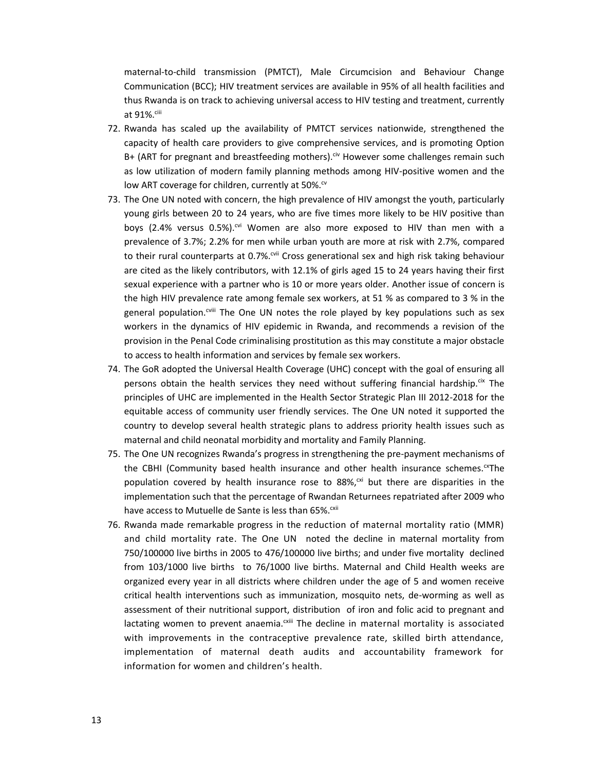maternal-to-child transmission (PMTCT), Male Circumcision and Behaviour Change Communication (BCC); HIV treatment services are available in 95% of all health facilities and thus Rwanda is on track to achieving universal access to HIV testing and treatment, currently at 91%.[ciii]

72. Rwanda has scaled up the availability of PMTCT services nationwide, strengthened the capacity of health care providers to give comprehensive services, and is promoting Option B+ (ART for pregnant and breastfeeding mothers).[civ] However some challenges remain such as low utilization of modern family planning methods among HIV-positive women and the low ART coverage for children, currently at 50%.[cv]
73. The One UN noted with concern, the high prevalence of HIV amongst the youth, particularly young girls between 20 to 24 years, who are five times more likely to be HIV positive than boys (2.4% versus 0.5%).[cvi] Women are also more exposed to HIV than men with a prevalence of 3.7%; 2.2% for men while urban youth are more at risk with 2.7%, compared to their rural counterparts at 0.7%.[cvii] Cross generational sex and high risk taking behaviour are cited as the likely contributors, with 12.1% of girls aged 15 to 24 years having their first sexual experience with a partner who is 10 or more years older. Another issue of concern is the high HIV prevalence rate among female sex workers, at 51 % as compared to 3 % in the general population.[cviii] The One UN notes the role played by key populations such as sex workers in the dynamics of HIV epidemic in Rwanda, and recommends a revision of the provision in the Penal Code criminalising prostitution as this may constitute a major obstacle to access to health information and services by female sex workers.
74. The GoR adopted the Universal Health Coverage (UHC) concept with the goal of ensuring all persons obtain the health services they need without suffering financial hardship.[cix] The principles of UHC are implemented in the Health Sector Strategic Plan III 2012-2018 for the equitable access of community user friendly services. The One UN noted it supported the country to develop several health strategic plans to address priority health issues such as maternal and child neonatal morbidity and mortality and Family Planning.
75. The One UN recognizes Rwanda's progress in strengthening the pre-payment mechanisms of the CBHI (Community based health insurance and other health insurance schemes.[cx]The population covered by health insurance rose to 88%,[cxi] but there are disparities in the implementation such that the percentage of Rwandan Returnees repatriated after 2009 who have access to Mutuelle de Sante is less than 65%.[cxii]
76. Rwanda made remarkable progress in the reduction of maternal mortality ratio (MMR) and child mortality rate. The One UN noted the decline in maternal mortality from 750/100000 live births in 2005 to 476/100000 live births; and under five mortality declined from 103/1000 live births to 76/1000 live births. Maternal and Child Health weeks are organized every year in all districts where children under the age of 5 and women receive critical health interventions such as immunization, mosquito nets, de-worming as well as assessment of their nutritional support, distribution of iron and folic acid to pregnant and lactating women to prevent anaemia.[cxiii] The decline in maternal mortality is associated with improvements in the contraceptive prevalence rate, skilled birth attendance, implementation of maternal death audits and accountability framework for information for women and children's health.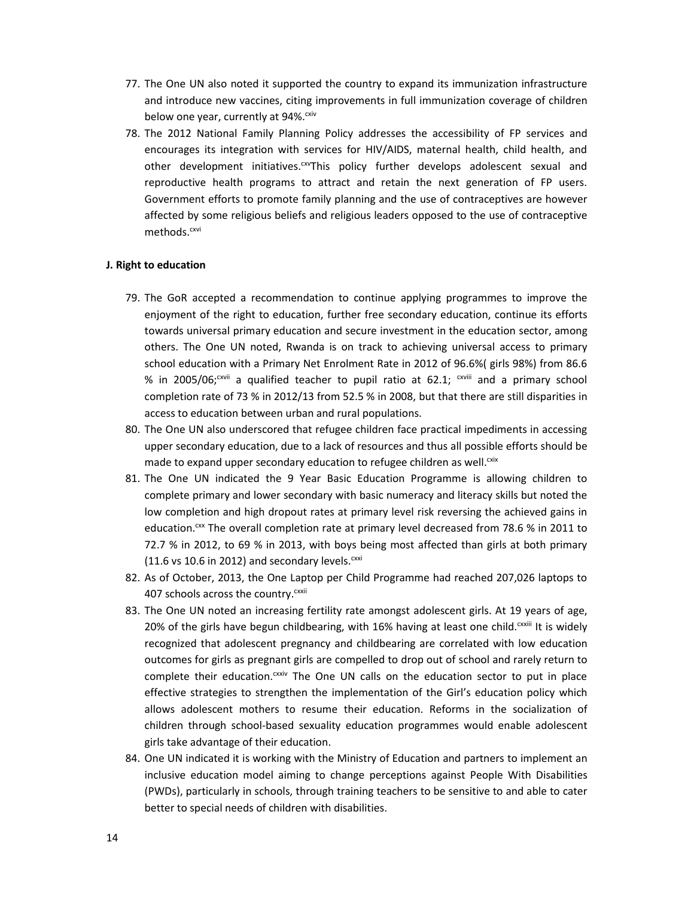77. The One UN also noted it supported the country to expand its immunization infrastructure and introduce new vaccines, citing improvements in full immunization coverage of children below one year, currently at 94%.[cxiv]
78. The 2012 National Family Planning Policy addresses the accessibility of FP services and encourages its integration with services for HIV/AIDS, maternal health, child health, and other development initiatives.[cxv]This policy further develops adolescent sexual and reproductive health programs to attract and retain the next generation of FP users. Government efforts to promote family planning and the use of contraceptives are however affected by some religious beliefs and religious leaders opposed to the use of contraceptive methods.[cxvi]

**J. Right to education**

79. The GoR accepted a recommendation to continue applying programmes to improve the enjoyment of the right to education, further free secondary education, continue its efforts towards universal primary education and secure investment in the education sector, among others. The One UN noted, Rwanda is on track to achieving universal access to primary school education with a Primary Net Enrolment Rate in 2012 of 96.6%( girls 98%) from 86.6 % in 2005/06;[cxvii] a qualified teacher to pupil ratio at 62.1; [cxviii] and a primary school completion rate of 73 % in 2012/13 from 52.5 % in 2008, but that there are still disparities in access to education between urban and rural populations.
80. The One UN also underscored that refugee children face practical impediments in accessing upper secondary education, due to a lack of resources and thus all possible efforts should be made to expand upper secondary education to refugee children as well.[cxix]
81. The One UN indicated the 9 Year Basic Education Programme is allowing children to complete primary and lower secondary with basic numeracy and literacy skills but noted the low completion and high dropout rates at primary level risk reversing the achieved gains in education.[cxx] The overall completion rate at primary level decreased from 78.6 % in 2011 to 72.7 % in 2012, to 69 % in 2013, with boys being most affected than girls at both primary (11.6 vs 10.6 in 2012) and secondary levels.[cxxi]
82. As of October, 2013, the One Laptop per Child Programme had reached 207,026 laptops to 407 schools across the country.[cxxii]
83. The One UN noted an increasing fertility rate amongst adolescent girls. At 19 years of age, 20% of the girls have begun childbearing, with 16% having at least one child.[cxxiii] It is widely recognized that adolescent pregnancy and childbearing are correlated with low education outcomes for girls as pregnant girls are compelled to drop out of school and rarely return to complete their education.[cxxiv] The One UN calls on the education sector to put in place effective strategies to strengthen the implementation of the Girl's education policy which allows adolescent mothers to resume their education. Reforms in the socialization of children through school-based sexuality education programmes would enable adolescent girls take advantage of their education.
84. One UN indicated it is working with the Ministry of Education and partners to implement an inclusive education model aiming to change perceptions against People With Disabilities (PWDs), particularly in schools, through training teachers to be sensitive to and able to cater better to special needs of children with disabilities.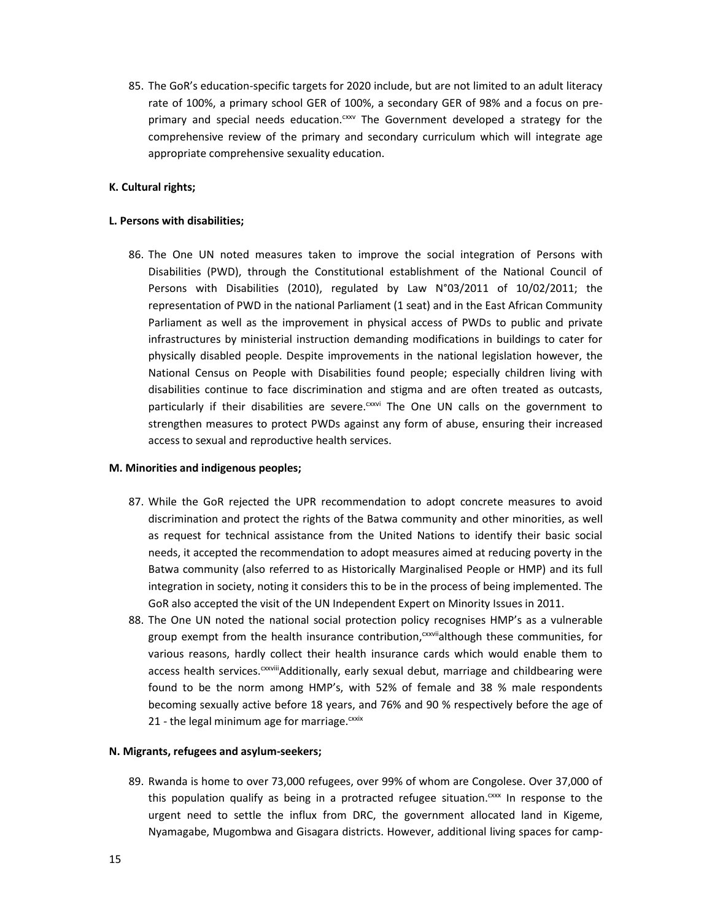85. The GoR's education-specific targets for 2020 include, but are not limited to an adult literacy rate of 100%, a primary school GER of 100%, a secondary GER of 98% and a focus on pre-primary and special needs education.[cxxv] The Government developed a strategy for the comprehensive review of the primary and secondary curriculum which will integrate age appropriate comprehensive sexuality education.

**K. Cultural rights;**

**L. Persons with disabilities;**

86. The One UN noted measures taken to improve the social integration of Persons with Disabilities (PWD), through the Constitutional establishment of the National Council of Persons with Disabilities (2010), regulated by Law N°03/2011 of 10/02/2011; the representation of PWD in the national Parliament (1 seat) and in the East African Community Parliament as well as the improvement in physical access of PWDs to public and private infrastructures by ministerial instruction demanding modifications in buildings to cater for physically disabled people. Despite improvements in the national legislation however, the National Census on People with Disabilities found people; especially children living with disabilities continue to face discrimination and stigma and are often treated as outcasts, particularly if their disabilities are severe.[cxxvi] The One UN calls on the government to strengthen measures to protect PWDs against any form of abuse, ensuring their increased access to sexual and reproductive health services.

**M. Minorities and indigenous peoples;**

87. While the GoR rejected the UPR recommendation to adopt concrete measures to avoid discrimination and protect the rights of the Batwa community and other minorities, as well as request for technical assistance from the United Nations to identify their basic social needs, it accepted the recommendation to adopt measures aimed at reducing poverty in the Batwa community (also referred to as Historically Marginalised People or HMP) and its full integration in society, noting it considers this to be in the process of being implemented. The GoR also accepted the visit of the UN Independent Expert on Minority Issues in 2011.
88. The One UN noted the national social protection policy recognises HMP's as a vulnerable group exempt from the health insurance contribution,[cxxvii] although these communities, for various reasons, hardly collect their health insurance cards which would enable them to access health services.[cxxviii] Additionally, early sexual debut, marriage and childbearing were found to be the norm among HMP's, with 52% of female and 38 % male respondents becoming sexually active before 18 years, and 76% and 90 % respectively before the age of 21 - the legal minimum age for marriage.[cxxix]

**N. Migrants, refugees and asylum-seekers;**

89. Rwanda is home to over 73,000 refugees, over 99% of whom are Congolese. Over 37,000 of this population qualify as being in a protracted refugee situation.[cxxx] In response to the urgent need to settle the influx from DRC, the government allocated land in Kigeme, Nyamagabe, Mugombwa and Gisagara districts. However, additional living spaces for camp-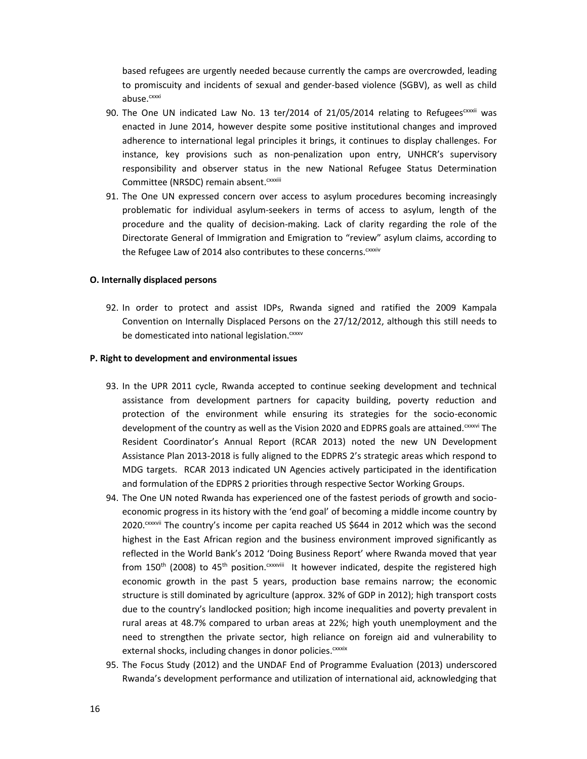based refugees are urgently needed because currently the camps are overcrowded, leading to promiscuity and incidents of sexual and gender-based violence (SGBV), as well as child abuse.[cxxxi]

90. The One UN indicated Law No. 13 ter/2014 of 21/05/2014 relating to Refugees[cxxxii] was enacted in June 2014, however despite some positive institutional changes and improved adherence to international legal principles it brings, it continues to display challenges. For instance, key provisions such as non-penalization upon entry, UNHCR's supervisory responsibility and observer status in the new National Refugee Status Determination Committee (NRSDC) remain absent.[cxxxiii]
91. The One UN expressed concern over access to asylum procedures becoming increasingly problematic for individual asylum-seekers in terms of access to asylum, length of the procedure and the quality of decision-making. Lack of clarity regarding the role of the Directorate General of Immigration and Emigration to "review" asylum claims, according to the Refugee Law of 2014 also contributes to these concerns.[cxxxiv]

**O. Internally displaced persons**

92. In order to protect and assist IDPs, Rwanda signed and ratified the 2009 Kampala Convention on Internally Displaced Persons on the 27/12/2012, although this still needs to be domesticated into national legislation.[cxxxv]

**P. Right to development and environmental issues**

93. In the UPR 2011 cycle, Rwanda accepted to continue seeking development and technical assistance from development partners for capacity building, poverty reduction and protection of the environment while ensuring its strategies for the socio-economic development of the country as well as the Vision 2020 and EDPRS goals are attained.[cxxxvi] The Resident Coordinator's Annual Report (RCAR 2013) noted the new UN Development Assistance Plan 2013-2018 is fully aligned to the EDPRS 2's strategic areas which respond to MDG targets. RCAR 2013 indicated UN Agencies actively participated in the identification and formulation of the EDPRS 2 priorities through respective Sector Working Groups.
94. The One UN noted Rwanda has experienced one of the fastest periods of growth and socio-economic progress in its history with the 'end goal' of becoming a middle income country by 2020.[cxxxvii] The country's income per capita reached US $644 in 2012 which was the second highest in the East African region and the business environment improved significantly as reflected in the World Bank's 2012 'Doing Business Report' where Rwanda moved that year from 150th (2008) to 45th position.[cxxxviii] It however indicated, despite the registered high economic growth in the past 5 years, production base remains narrow; the economic structure is still dominated by agriculture (approx. 32% of GDP in 2012); high transport costs due to the country's landlocked position; high income inequalities and poverty prevalent in rural areas at 48.7% compared to urban areas at 22%; high youth unemployment and the need to strengthen the private sector, high reliance on foreign aid and vulnerability to external shocks, including changes in donor policies.[cxxxix]
95. The Focus Study (2012) and the UNDAF End of Programme Evaluation (2013) underscored Rwanda's development performance and utilization of international aid, acknowledging that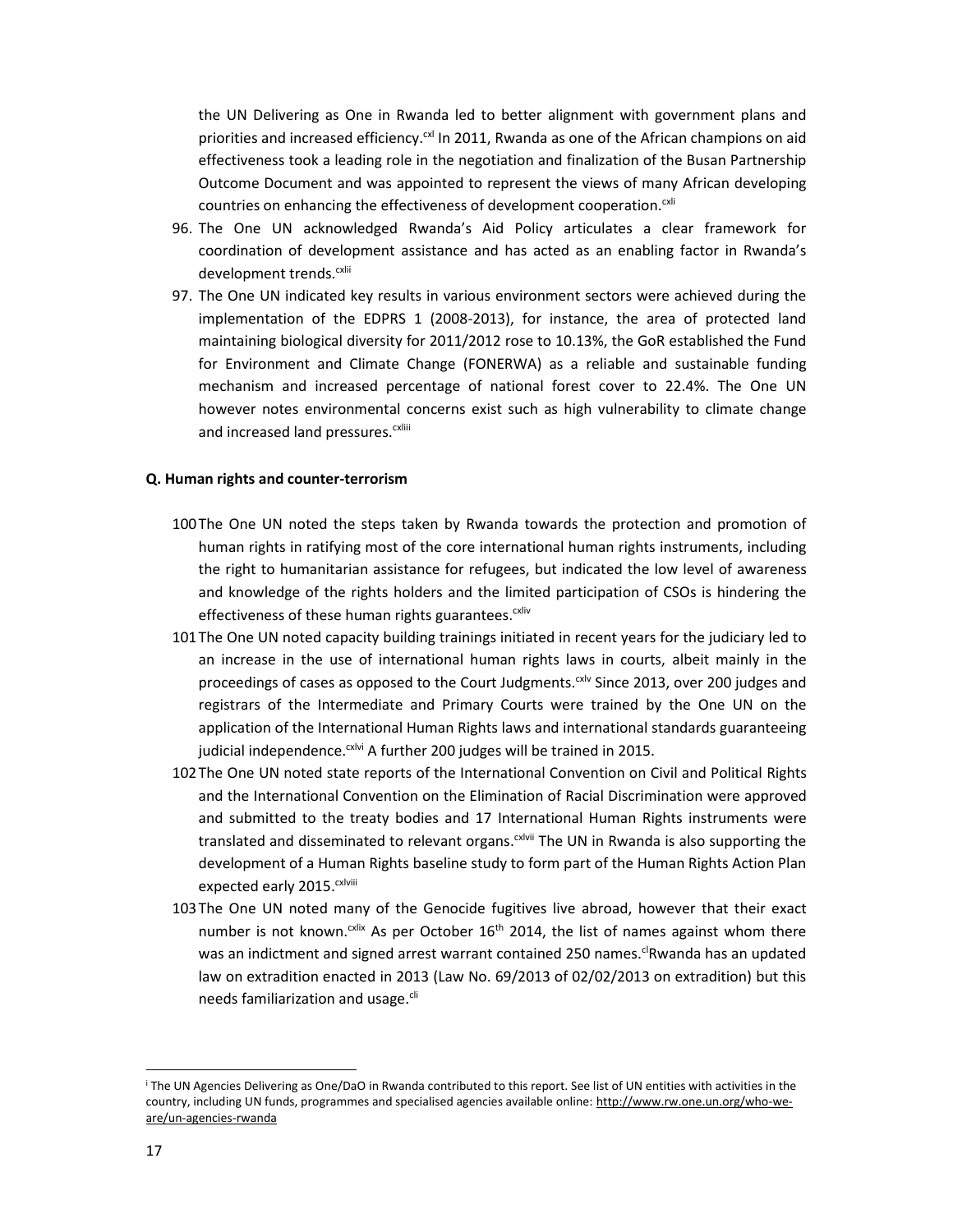the UN Delivering as One in Rwanda led to better alignment with government plans and priorities and increased efficiency.[cxl] In 2011, Rwanda as one of the African champions on aid effectiveness took a leading role in the negotiation and finalization of the Busan Partnership Outcome Document and was appointed to represent the views of many African developing countries on enhancing the effectiveness of development cooperation.[cxli]

96. The One UN acknowledged Rwanda's Aid Policy articulates a clear framework for coordination of development assistance and has acted as an enabling factor in Rwanda's development trends.[cxlii]
97. The One UN indicated key results in various environment sectors were achieved during the implementation of the EDPRS 1 (2008-2013), for instance, the area of protected land maintaining biological diversity for 2011/2012 rose to 10.13%, the GoR established the Fund for Environment and Climate Change (FONERWA) as a reliable and sustainable funding mechanism and increased percentage of national forest cover to 22.4%. The One UN however notes environmental concerns exist such as high vulnerability to climate change and increased land pressures.[cxliii]

**Q. Human rights and counter-terrorism**

100 The One UN noted the steps taken by Rwanda towards the protection and promotion of human rights in ratifying most of the core international human rights instruments, including the right to humanitarian assistance for refugees, but indicated the low level of awareness and knowledge of the rights holders and the limited participation of CSOs is hindering the effectiveness of these human rights guarantees.[cxliv]

101 The One UN noted capacity building trainings initiated in recent years for the judiciary led to an increase in the use of international human rights laws in courts, albeit mainly in the proceedings of cases as opposed to the Court Judgments.[cxlv] Since 2013, over 200 judges and registrars of the Intermediate and Primary Courts were trained by the One UN on the application of the International Human Rights laws and international standards guaranteeing judicial independence.[cxlvi] A further 200 judges will be trained in 2015.

102 The One UN noted state reports of the International Convention on Civil and Political Rights and the International Convention on the Elimination of Racial Discrimination were approved and submitted to the treaty bodies and 17 International Human Rights instruments were translated and disseminated to relevant organs.[cxlvii] The UN in Rwanda is also supporting the development of a Human Rights baseline study to form part of the Human Rights Action Plan expected early 2015.[cxlviii]

103 The One UN noted many of the Genocide fugitives live abroad, however that their exact number is not known.[cxlix] As per October 16th 2014, the list of names against whom there was an indictment and signed arrest warrant contained 250 names.[cl] Rwanda has an updated law on extradition enacted in 2013 (Law No. 69/2013 of 02/02/2013 on extradition) but this needs familiarization and usage.[cli]

[i] The UN Agencies Delivering as One/DaO in Rwanda contributed to this report. See list of UN entities with activities in the country, including UN funds, programmes and specialised agencies available online: http://www.rw.one.un.org/who-we-are/un-agencies-rwanda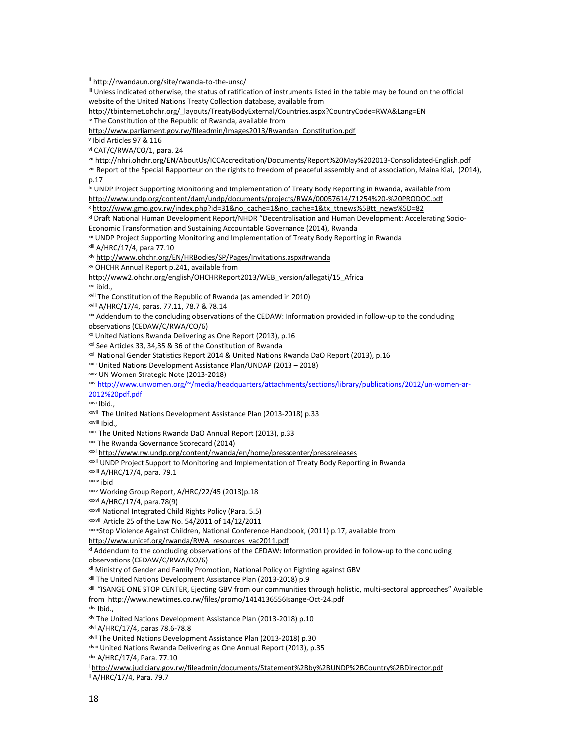[ii] http://rwandaun.org/site/rwanda-to-the-unsc/

[iii] Unless indicated otherwise, the status of ratification of instruments listed in the table may be found on the official website of the United Nations Treaty Collection database, available from http://tbinternet.ohchr.org/_layouts/TreatyBodyExternal/Countries.aspx?CountryCode=RWA&Lang=EN

[iv] The Constitution of the Republic of Rwanda, available from http://www.parliament.gov.rw/fileadmin/Images2013/Rwandan_Constitution.pdf

[v] Ibid Articles 97 & 116

[vi] CAT/C/RWA/CO/1, para. 24

[vii] http://nhri.ohchr.org/EN/AboutUs/ICCAccreditation/Documents/Report%20May%202013-Consolidated-English.pdf

[viii] Report of the Special Rapporteur on the rights to freedom of peaceful assembly and of association, Maina Kiai, (2014), p.17

[ix] UNDP Project Supporting Monitoring and Implementation of Treaty Body Reporting in Rwanda, available from http://www.undp.org/content/dam/undp/documents/projects/RWA/00057614/71254%20-%20PRODOC.pdf

[x] http://www.gmo.gov.rw/index.php?id=31&no_cache=1&no_cache=1&tx_ttnews%5Btt_news%5D=82

[xi] Draft National Human Development Report/NHDR "Decentralisation and Human Development: Accelerating Socio-Economic Transformation and Sustaining Accountable Governance (2014), Rwanda

[xii] UNDP Project Supporting Monitoring and Implementation of Treaty Body Reporting in Rwanda

[xiii] A/HRC/17/4, para 77.10

[xiv] http://www.ohchr.org/EN/HRBodies/SP/Pages/Invitations.aspx#rwanda

[xv] OHCHR Annual Report p.241, available from http://www2.ohchr.org/english/OHCHRReport2013/WEB_version/allegati/15_Africa

[xvi] ibid.,

[xvii] The Constitution of the Republic of Rwanda (as amended in 2010)

[xviii] A/HRC/17/4, paras. 77.11, 78.7 & 78.14

[xix] Addendum to the concluding observations of the CEDAW: Information provided in follow-up to the concluding observations (CEDAW/C/RWA/CO/6)

[xx] United Nations Rwanda Delivering as One Report (2013), p.16

[xxi] See Articles 33, 34,35 & 36 of the Constitution of Rwanda

[xxii] National Gender Statistics Report 2014 & United Nations Rwanda DaO Report (2013), p.16

[xxiii] United Nations Development Assistance Plan/UNDAP (2013 – 2018)

[xxiv] UN Women Strategic Note (2013-2018)

[xxv] http://www.unwomen.org/~/media/headquarters/attachments/sections/library/publications/2012/un-women-ar-2012%20pdf.pdf

[xxvi] Ibid.,

[xxvii] The United Nations Development Assistance Plan (2013-2018) p.33

[xxviii] Ibid.,

[xxix] The United Nations Rwanda DaO Annual Report (2013), p.33

[xxx] The Rwanda Governance Scorecard (2014)

[xxxi] http://www.rw.undp.org/content/rwanda/en/home/presscenter/pressreleases

[xxxii] UNDP Project Support to Monitoring and Implementation of Treaty Body Reporting in Rwanda

[xxxiii] A/HRC/17/4, para. 79.1

[xxxiv] ibid

[xxxv] Working Group Report, A/HRC/22/45 (2013)p.18

[xxxvi] A/HRC/17/4, para.78(9)

[xxxvii] National Integrated Child Rights Policy (Para. 5.5)

[xxxviii] Article 25 of the Law No. 54/2011 of 14/12/2011

[xxxix] Stop Violence Against Children, National Conference Handbook, (2011) p.17, available from http://www.unicef.org/rwanda/RWA_resources_vac2011.pdf

[xl] Addendum to the concluding observations of the CEDAW: Information provided in follow-up to the concluding observations (CEDAW/C/RWA/CO/6)

[xli] Ministry of Gender and Family Promotion, National Policy on Fighting against GBV

[xlii] The United Nations Development Assistance Plan (2013-2018) p.9

[xliii] "ISANGE ONE STOP CENTER, Ejecting GBV from our communities through holistic, multi-sectoral approaches" Available from http://www.newtimes.co.rw/files/promo/1414136556Isange-Oct-24.pdf

[xliv] Ibid.,

[xlv] The United Nations Development Assistance Plan (2013-2018) p.10

[xlvi] A/HRC/17/4, paras 78.6-78.8

[xlvii] The United Nations Development Assistance Plan (2013-2018) p.30

[xlviii] United Nations Rwanda Delivering as One Annual Report (2013), p.35

[xlix] A/HRC/17/4, Para. 77.10

[l] http://www.judiciary.gov.rw/fileadmin/documents/Statement%2Bby%2BUNDP%2BCountry%2BDirector.pdf

[li] A/HRC/17/4, Para. 79.7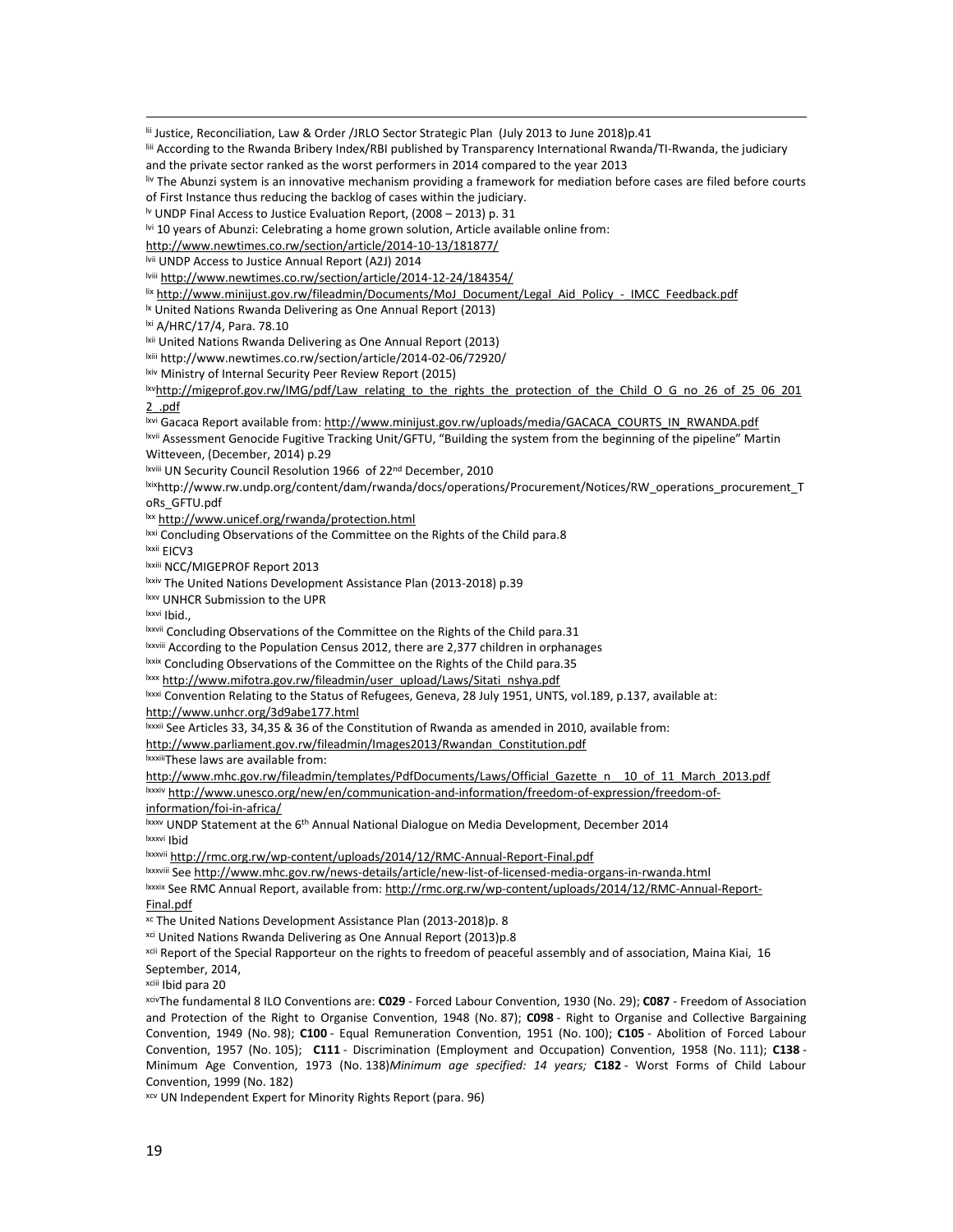[lii] Justice, Reconciliation, Law & Order /JRLO Sector Strategic Plan (July 2013 to June 2018)p.41

[liii] According to the Rwanda Bribery Index/RBI published by Transparency International Rwanda/TI-Rwanda, the judiciary and the private sector ranked as the worst performers in 2014 compared to the year 2013

[liv] The Abunzi system is an innovative mechanism providing a framework for mediation before cases are filed before courts of First Instance thus reducing the backlog of cases within the judiciary.

[lv] UNDP Final Access to Justice Evaluation Report, (2008 – 2013) p. 31

[lvi] 10 years of Abunzi: Celebrating a home grown solution, Article available online from: http://www.newtimes.co.rw/section/article/2014-10-13/181877/

[lvii] UNDP Access to Justice Annual Report (A2J) 2014

[lviii] http://www.newtimes.co.rw/section/article/2014-12-24/184354/

[lix] http://www.minijust.gov.rw/fileadmin/Documents/MoJ_Document/Legal_Aid_Policy_-_IMCC_Feedback.pdf

[lx] United Nations Rwanda Delivering as One Annual Report (2013)

[lxi] A/HRC/17/4, Para. 78.10

[lxii] United Nations Rwanda Delivering as One Annual Report (2013)

[lxiii] http://www.newtimes.co.rw/section/article/2014-02-06/72920/

[lxiv] Ministry of Internal Security Peer Review Report (2015)

[lxv] http://migeprof.gov.rw/IMG/pdf/Law_relating_to_the_rights_the_protection_of_the_Child_O_G_no_26_of_25_06_2012_.pdf

[lxvi] Gacaca Report available from: http://www.minijust.gov.rw/uploads/media/GACACA_COURTS_IN_RWANDA.pdf

[lxvii] Assessment Genocide Fugitive Tracking Unit/GFTU, "Building the system from the beginning of the pipeline" Martin Witteveen, (December, 2014) p.29

[lxviii] UN Security Council Resolution 1966 of 22nd December, 2010

[lxix] http://www.rw.undp.org/content/dam/rwanda/docs/operations/Procurement/Notices/RW_operations_procurement_ToRs_GFTU.pdf

[lxx] http://www.unicef.org/rwanda/protection.html

[lxxi] Concluding Observations of the Committee on the Rights of the Child para.8

[lxxii] EICV3

[lxxiii] NCC/MIGEPROF Report 2013

[lxxiv] The United Nations Development Assistance Plan (2013-2018) p.39

[lxxv] UNHCR Submission to the UPR

[lxxvi] Ibid.,

[lxxvii] Concluding Observations of the Committee on the Rights of the Child para.31

[lxxviii] According to the Population Census 2012, there are 2,377 children in orphanages

[lxxix] Concluding Observations of the Committee on the Rights of the Child para.35

[lxxx] http://www.mifotra.gov.rw/fileadmin/user_upload/Laws/Sitati_nshya.pdf

[lxxxi] Convention Relating to the Status of Refugees, Geneva, 28 July 1951, UNTS, vol.189, p.137, available at: http://www.unhcr.org/3d9abe177.html

[lxxxii] See Articles 33, 34,35 & 36 of the Constitution of Rwanda as amended in 2010, available from: http://www.parliament.gov.rw/fileadmin/Images2013/Rwandan_Constitution.pdf

[lxxxiii] These laws are available from: http://www.mhc.gov.rw/fileadmin/templates/PdfDocuments/Laws/Official_Gazette_n__10_of_11_March_2013.pdf

[lxxxiv] http://www.unesco.org/new/en/communication-and-information/freedom-of-expression/freedom-of-information/foi-in-africa/

[lxxxv] UNDP Statement at the 6th Annual National Dialogue on Media Development, December 2014

[lxxxvi] Ibid

[lxxxvii] http://rmc.org.rw/wp-content/uploads/2014/12/RMC-Annual-Report-Final.pdf

[lxxxviii] See http://www.mhc.gov.rw/news-details/article/new-list-of-licensed-media-organs-in-rwanda.html

[lxxxix] See RMC Annual Report, available from: http://rmc.org.rw/wp-content/uploads/2014/12/RMC-Annual-Report-Final.pdf

[xc] The United Nations Development Assistance Plan (2013-2018)p. 8

[xci] United Nations Rwanda Delivering as One Annual Report (2013)p.8

[xcii] Report of the Special Rapporteur on the rights to freedom of peaceful assembly and of association, Maina Kiai, 16 September, 2014,

[xciii] Ibid para 20

[xciv] The fundamental 8 ILO Conventions are: **C029** - Forced Labour Convention, 1930 (No. 29); **C087** - Freedom of Association and Protection of the Right to Organise Convention, 1948 (No. 87); **C098** - Right to Organise and Collective Bargaining Convention, 1949 (No. 98); **C100** - Equal Remuneration Convention, 1951 (No. 100); **C105** - Abolition of Forced Labour Convention, 1957 (No. 105); **C111** - Discrimination (Employment and Occupation) Convention, 1958 (No. 111); **C138** - Minimum Age Convention, 1973 (No. 138)*Minimum age specified: 14 years;* **C182** - Worst Forms of Child Labour Convention, 1999 (No. 182)

[xcv] UN Independent Expert for Minority Rights Report (para. 96)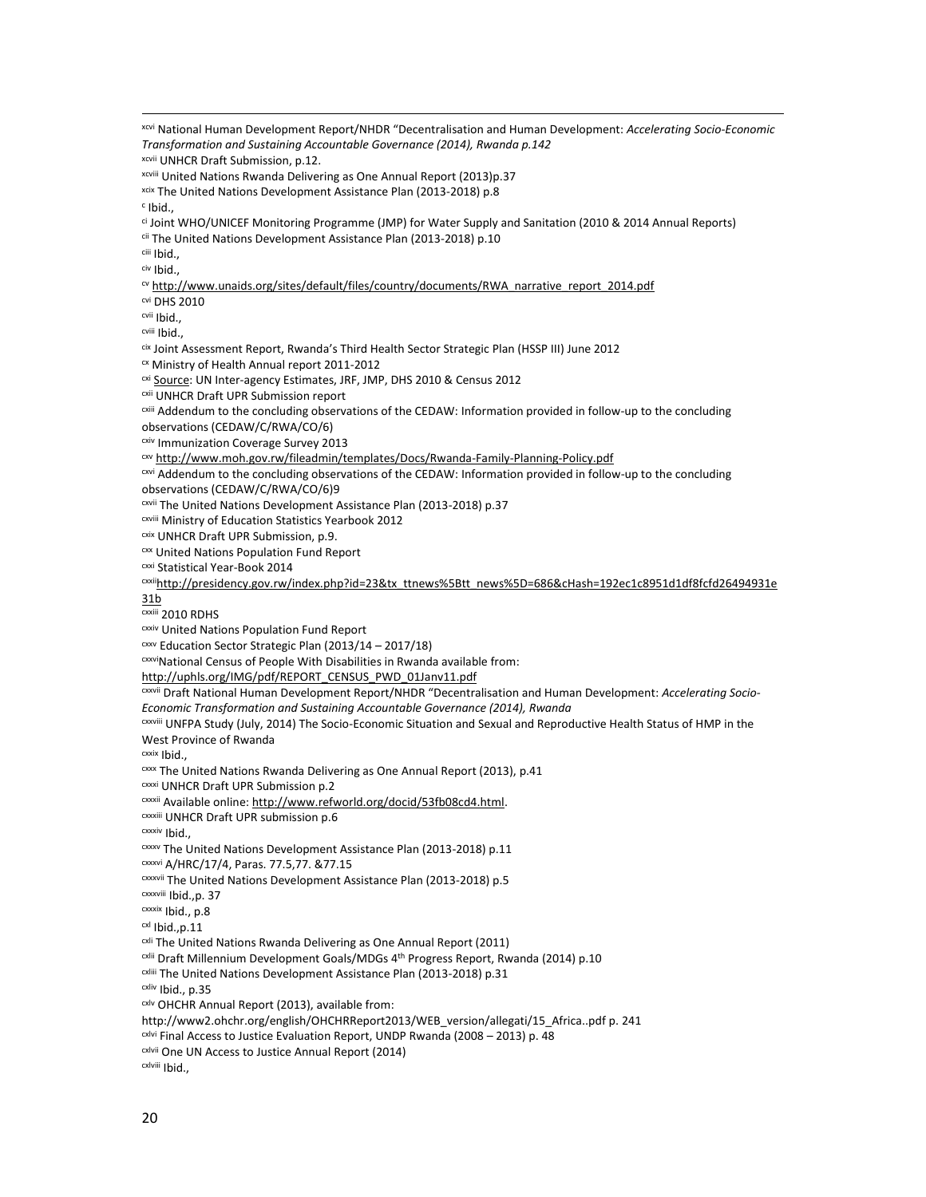[xcvi] National Human Development Report/NHDR "Decentralisation and Human Development: *Accelerating Socio-Economic Transformation and Sustaining Accountable Governance (2014), Rwanda p.142*

[xcvii] UNHCR Draft Submission, p.12.

[xcviii] United Nations Rwanda Delivering as One Annual Report (2013)p.37

[xcix] The United Nations Development Assistance Plan (2013-2018) p.8

[c] Ibid.,

[ci] Joint WHO/UNICEF Monitoring Programme (JMP) for Water Supply and Sanitation (2010 & 2014 Annual Reports)

[cii] The United Nations Development Assistance Plan (2013-2018) p.10

[ciii] Ibid.,

[civ] Ibid.,

[cv] http://www.unaids.org/sites/default/files/country/documents/RWA_narrative_report_2014.pdf

[cvi] DHS 2010

[cvii] Ibid.,

[cviii] Ibid.,

[cix] Joint Assessment Report, Rwanda's Third Health Sector Strategic Plan (HSSP III) June 2012

[cx] Ministry of Health Annual report 2011-2012

[cxi] Source: UN Inter-agency Estimates, JRF, JMP, DHS 2010 & Census 2012

[cxii] UNHCR Draft UPR Submission report

[cxiii] Addendum to the concluding observations of the CEDAW: Information provided in follow-up to the concluding observations (CEDAW/C/RWA/CO/6)

[cxiv] Immunization Coverage Survey 2013

[cxv] http://www.moh.gov.rw/fileadmin/templates/Docs/Rwanda-Family-Planning-Policy.pdf

[cxvi] Addendum to the concluding observations of the CEDAW: Information provided in follow-up to the concluding observations (CEDAW/C/RWA/CO/6)9

[cxvii] The United Nations Development Assistance Plan (2013-2018) p.37

[cxviii] Ministry of Education Statistics Yearbook 2012

[cxix] UNHCR Draft UPR Submission, p.9.

[cxx] United Nations Population Fund Report

[cxxi] Statistical Year-Book 2014

[cxxii] http://presidency.gov.rw/index.php?id=23&tx_ttnews%5Btt_news%5D=686&cHash=192ec1c8951d1df8fcfd26494931e31b

[cxxiii] 2010 RDHS

[cxxiv] United Nations Population Fund Report

[cxxv] Education Sector Strategic Plan (2013/14 – 2017/18)

[cxxvi] National Census of People With Disabilities in Rwanda available from: http://uphls.org/IMG/pdf/REPORT_CENSUS_PWD_01Janv11.pdf

[cxxvii] Draft National Human Development Report/NHDR "Decentralisation and Human Development: *Accelerating Socio-Economic Transformation and Sustaining Accountable Governance (2014), Rwanda*

[cxxviii] UNFPA Study (July, 2014) The Socio-Economic Situation and Sexual and Reproductive Health Status of HMP in the West Province of Rwanda

[cxxix] Ibid.,

[cxxx] The United Nations Rwanda Delivering as One Annual Report (2013), p.41

[cxxxi] UNHCR Draft UPR Submission p.2

[cxxxii] Available online: http://www.refworld.org/docid/53fb08cd4.html.

[cxxxiii] UNHCR Draft UPR submission p.6

[cxxxiv] Ibid.,

[cxxxv] The United Nations Development Assistance Plan (2013-2018) p.11

[cxxxvi] A/HRC/17/4, Paras. 77.5,77. &77.15

[cxxxvii] The United Nations Development Assistance Plan (2013-2018) p.5

[cxxxviii] Ibid.,p. 37

[cxxxix] Ibid., p.8

[cxl] Ibid.,p.11

[cxli] The United Nations Rwanda Delivering as One Annual Report (2011)

[cxlii] Draft Millennium Development Goals/MDGs 4th Progress Report, Rwanda (2014) p.10

[cxliii] The United Nations Development Assistance Plan (2013-2018) p.31

[cxliv] Ibid., p.35

[cxlv] OHCHR Annual Report (2013), available from: http://www2.ohchr.org/english/OHCHRReport2013/WEB_version/allegati/15_Africa..pdf p. 241

[cxlvi] Final Access to Justice Evaluation Report, UNDP Rwanda (2008 – 2013) p. 48

[cxlvii] One UN Access to Justice Annual Report (2014)

[cxlviii] Ibid.,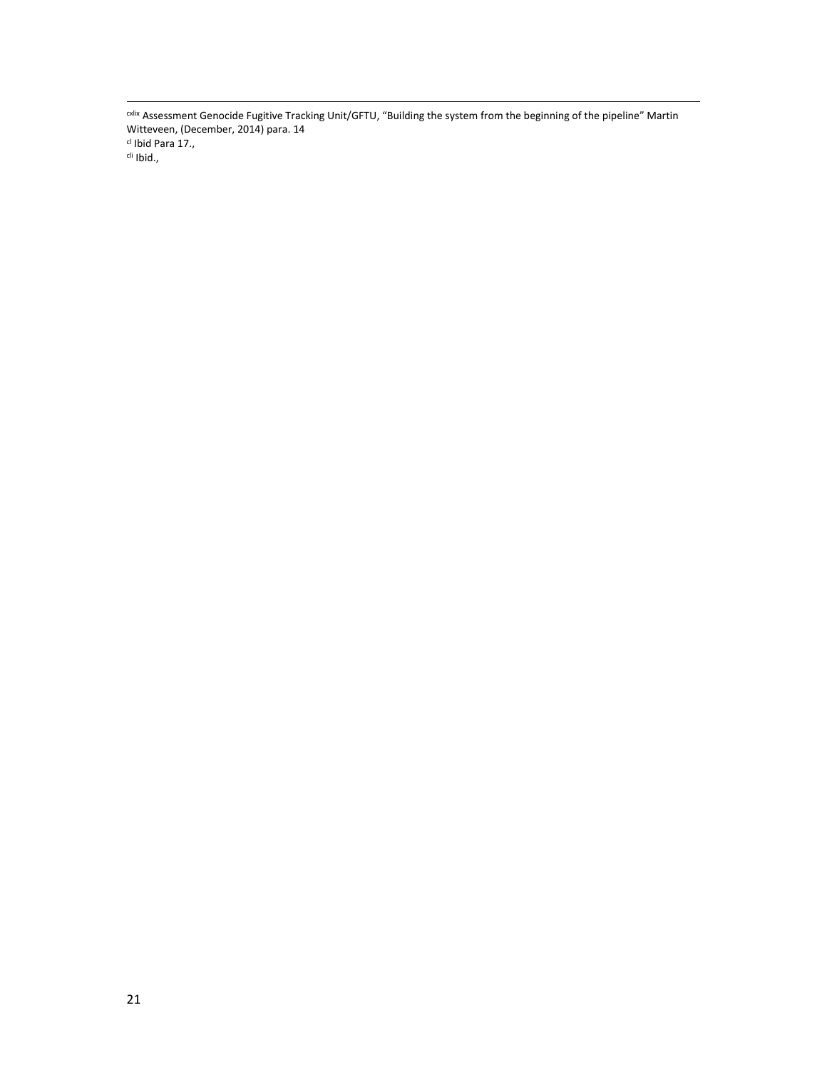---

[cxlix] Assessment Genocide Fugitive Tracking Unit/GFTU, "Building the system from the beginning of the pipeline" Martin Witteveen, (December, 2014) para. 14

[cl] Ibid Para 17.,

[cli] Ibid.,